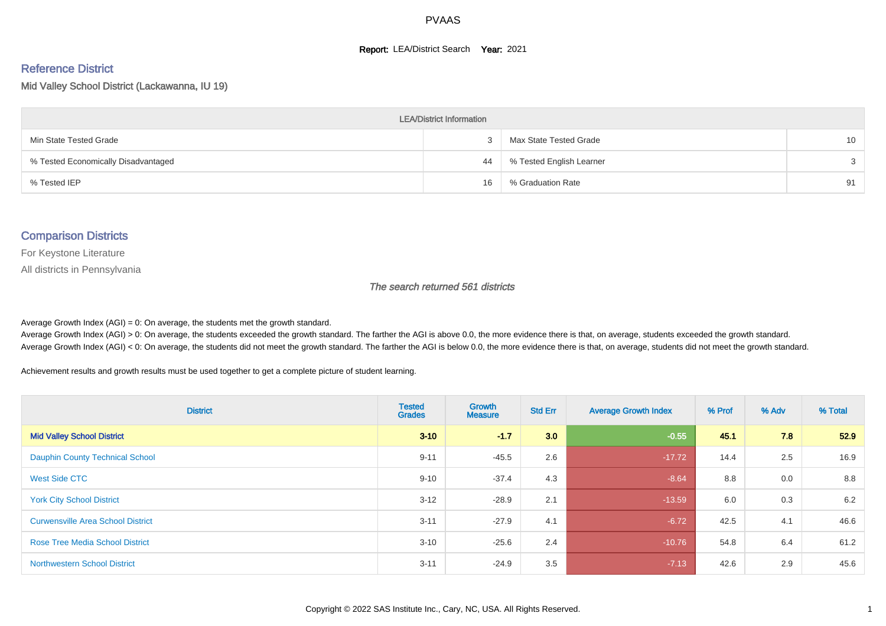# PVAAS

**Report:** LEA/District Search **Year:** 2021

## Reference District

Mid Valley School District (Lackawanna, IU 19)

| LEA/District Information | | | |
|---|---|---|---|
| Min State Tested Grade | 3 | Max State Tested Grade | 10 |
| % Tested Economically Disadvantaged | 44 | % Tested English Learner | 3 |
| % Tested IEP | 16 | % Graduation Rate | 91 |

## Comparison Districts

For Keystone Literature

All districts in Pennsylvania

*The search returned 561 districts*

Average Growth Index (AGI) = 0: On average, the students met the growth standard.

Average Growth Index (AGI) > 0: On average, the students exceeded the growth standard. The farther the AGI is above 0.0, the more evidence there is that, on average, students exceeded the growth standard.

Average Growth Index (AGI) < 0: On average, the students did not meet the growth standard. The farther the AGI is below 0.0, the more evidence there is that, on average, students did not meet the growth standard.

Achievement results and growth results must be used together to get a complete picture of student learning.

| District | Tested Grades | Growth Measure | Std Err | Average Growth Index | % Prof | % Adv | % Total |
|---|---|---|---|---|---|---|---|
| **Mid Valley School District** | **3-10** | **-1.7** | **3.0** | **-0.55** | **45.1** | **7.8** | **52.9** |
| Dauphin County Technical School | 9-11 | -45.5 | 2.6 | -17.72 | 14.4 | 2.5 | 16.9 |
| West Side CTC | 9-10 | -37.4 | 4.3 | -8.64 | 8.8 | 0.0 | 8.8 |
| York City School District | 3-12 | -28.9 | 2.1 | -13.59 | 6.0 | 0.3 | 6.2 |
| Curwensville Area School District | 3-11 | -27.9 | 4.1 | -6.72 | 42.5 | 4.1 | 46.6 |
| Rose Tree Media School District | 3-10 | -25.6 | 2.4 | -10.76 | 54.8 | 6.4 | 61.2 |
| Northwestern School District | 3-11 | -24.9 | 3.5 | -7.13 | 42.6 | 2.9 | 45.6 |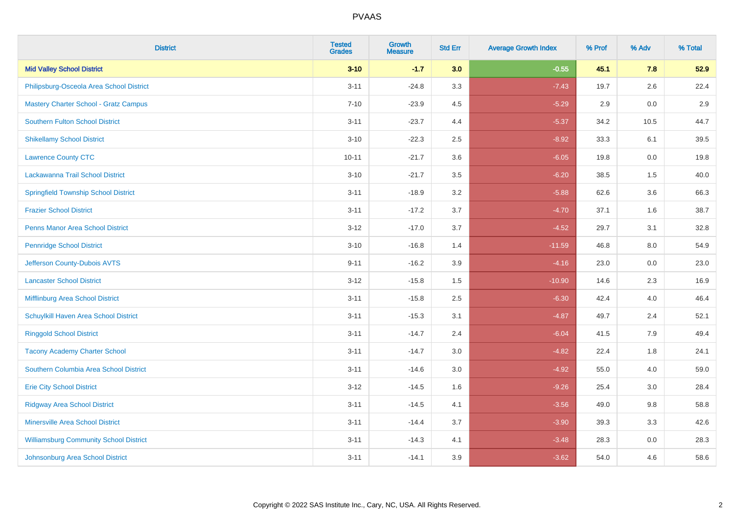| District | Tested Grades | Growth Measure | Std Err | Average Growth Index | % Prof | % Adv | % Total |
|---|---|---|---|---|---|---|---|
| **Mid Valley School District** | **3-10** | **-1.7** | **3.0** | **-0.55** | **45.1** | **7.8** | **52.9** |
| Philipsburg-Osceola Area School District | 3-11 | -24.8 | 3.3 | -7.43 | 19.7 | 2.6 | 22.4 |
| Mastery Charter School - Gratz Campus | 7-10 | -23.9 | 4.5 | -5.29 | 2.9 | 0.0 | 2.9 |
| Southern Fulton School District | 3-11 | -23.7 | 4.4 | -5.37 | 34.2 | 10.5 | 44.7 |
| Shikellamy School District | 3-10 | -22.3 | 2.5 | -8.92 | 33.3 | 6.1 | 39.5 |
| Lawrence County CTC | 10-11 | -21.7 | 3.6 | -6.05 | 19.8 | 0.0 | 19.8 |
| Lackawanna Trail School District | 3-10 | -21.7 | 3.5 | -6.20 | 38.5 | 1.5 | 40.0 |
| Springfield Township School District | 3-11 | -18.9 | 3.2 | -5.88 | 62.6 | 3.6 | 66.3 |
| Frazier School District | 3-11 | -17.2 | 3.7 | -4.70 | 37.1 | 1.6 | 38.7 |
| Penns Manor Area School District | 3-12 | -17.0 | 3.7 | -4.52 | 29.7 | 3.1 | 32.8 |
| Pennridge School District | 3-10 | -16.8 | 1.4 | -11.59 | 46.8 | 8.0 | 54.9 |
| Jefferson County-Dubois AVTS | 9-11 | -16.2 | 3.9 | -4.16 | 23.0 | 0.0 | 23.0 |
| Lancaster School District | 3-12 | -15.8 | 1.5 | -10.90 | 14.6 | 2.3 | 16.9 |
| Mifflinburg Area School District | 3-11 | -15.8 | 2.5 | -6.30 | 42.4 | 4.0 | 46.4 |
| Schuylkill Haven Area School District | 3-11 | -15.3 | 3.1 | -4.87 | 49.7 | 2.4 | 52.1 |
| Ringgold School District | 3-11 | -14.7 | 2.4 | -6.04 | 41.5 | 7.9 | 49.4 |
| Tacony Academy Charter School | 3-11 | -14.7 | 3.0 | -4.82 | 22.4 | 1.8 | 24.1 |
| Southern Columbia Area School District | 3-11 | -14.6 | 3.0 | -4.92 | 55.0 | 4.0 | 59.0 |
| Erie City School District | 3-12 | -14.5 | 1.6 | -9.26 | 25.4 | 3.0 | 28.4 |
| Ridgway Area School District | 3-11 | -14.5 | 4.1 | -3.56 | 49.0 | 9.8 | 58.8 |
| Minersville Area School District | 3-11 | -14.4 | 3.7 | -3.90 | 39.3 | 3.3 | 42.6 |
| Williamsburg Community School District | 3-11 | -14.3 | 4.1 | -3.48 | 28.3 | 0.0 | 28.3 |
| Johnsonburg Area School District | 3-11 | -14.1 | 3.9 | -3.62 | 54.0 | 4.6 | 58.6 |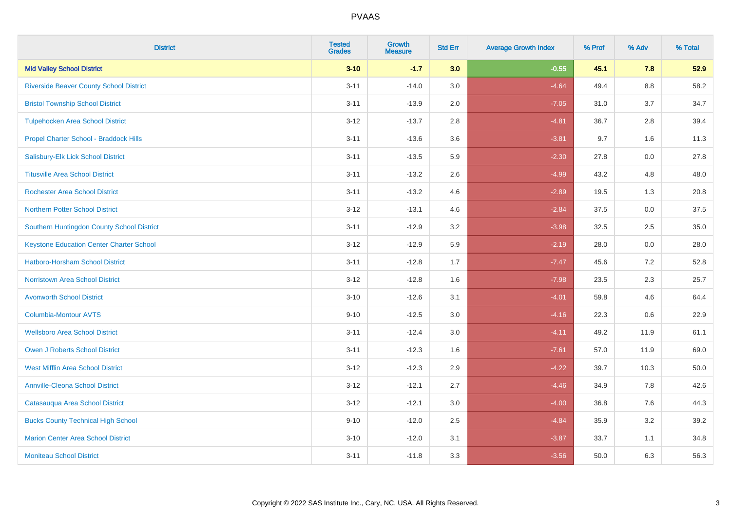PVAAS

| District | Tested Grades | Growth Measure | Std Err | Average Growth Index | % Prof | % Adv | % Total |
|---|---|---|---|---|---|---|---|
| **Mid Valley School District** | **3-10** | **-1.7** | **3.0** | **-0.55** | **45.1** | **7.8** | **52.9** |
| Riverside Beaver County School District | 3-11 | -14.0 | 3.0 | -4.64 | 49.4 | 8.8 | 58.2 |
| Bristol Township School District | 3-11 | -13.9 | 2.0 | -7.05 | 31.0 | 3.7 | 34.7 |
| Tulpehocken Area School District | 3-12 | -13.7 | 2.8 | -4.81 | 36.7 | 2.8 | 39.4 |
| Propel Charter School - Braddock Hills | 3-11 | -13.6 | 3.6 | -3.81 | 9.7 | 1.6 | 11.3 |
| Salisbury-Elk Lick School District | 3-11 | -13.5 | 5.9 | -2.30 | 27.8 | 0.0 | 27.8 |
| Titusville Area School District | 3-11 | -13.2 | 2.6 | -4.99 | 43.2 | 4.8 | 48.0 |
| Rochester Area School District | 3-11 | -13.2 | 4.6 | -2.89 | 19.5 | 1.3 | 20.8 |
| Northern Potter School District | 3-12 | -13.1 | 4.6 | -2.84 | 37.5 | 0.0 | 37.5 |
| Southern Huntingdon County School District | 3-11 | -12.9 | 3.2 | -3.98 | 32.5 | 2.5 | 35.0 |
| Keystone Education Center Charter School | 3-12 | -12.9 | 5.9 | -2.19 | 28.0 | 0.0 | 28.0 |
| Hatboro-Horsham School District | 3-11 | -12.8 | 1.7 | -7.47 | 45.6 | 7.2 | 52.8 |
| Norristown Area School District | 3-12 | -12.8 | 1.6 | -7.98 | 23.5 | 2.3 | 25.7 |
| Avonworth School District | 3-10 | -12.6 | 3.1 | -4.01 | 59.8 | 4.6 | 64.4 |
| Columbia-Montour AVTS | 9-10 | -12.5 | 3.0 | -4.16 | 22.3 | 0.6 | 22.9 |
| Wellsboro Area School District | 3-11 | -12.4 | 3.0 | -4.11 | 49.2 | 11.9 | 61.1 |
| Owen J Roberts School District | 3-11 | -12.3 | 1.6 | -7.61 | 57.0 | 11.9 | 69.0 |
| West Mifflin Area School District | 3-12 | -12.3 | 2.9 | -4.22 | 39.7 | 10.3 | 50.0 |
| Annville-Cleona School District | 3-12 | -12.1 | 2.7 | -4.46 | 34.9 | 7.8 | 42.6 |
| Catasauqua Area School District | 3-12 | -12.1 | 3.0 | -4.00 | 36.8 | 7.6 | 44.3 |
| Bucks County Technical High School | 9-10 | -12.0 | 2.5 | -4.84 | 35.9 | 3.2 | 39.2 |
| Marion Center Area School District | 3-10 | -12.0 | 3.1 | -3.87 | 33.7 | 1.1 | 34.8 |
| Moniteau School District | 3-11 | -11.8 | 3.3 | -3.56 | 50.0 | 6.3 | 56.3 |

Copyright © 2022 SAS Institute Inc., Cary, NC, USA. All Rights Reserved.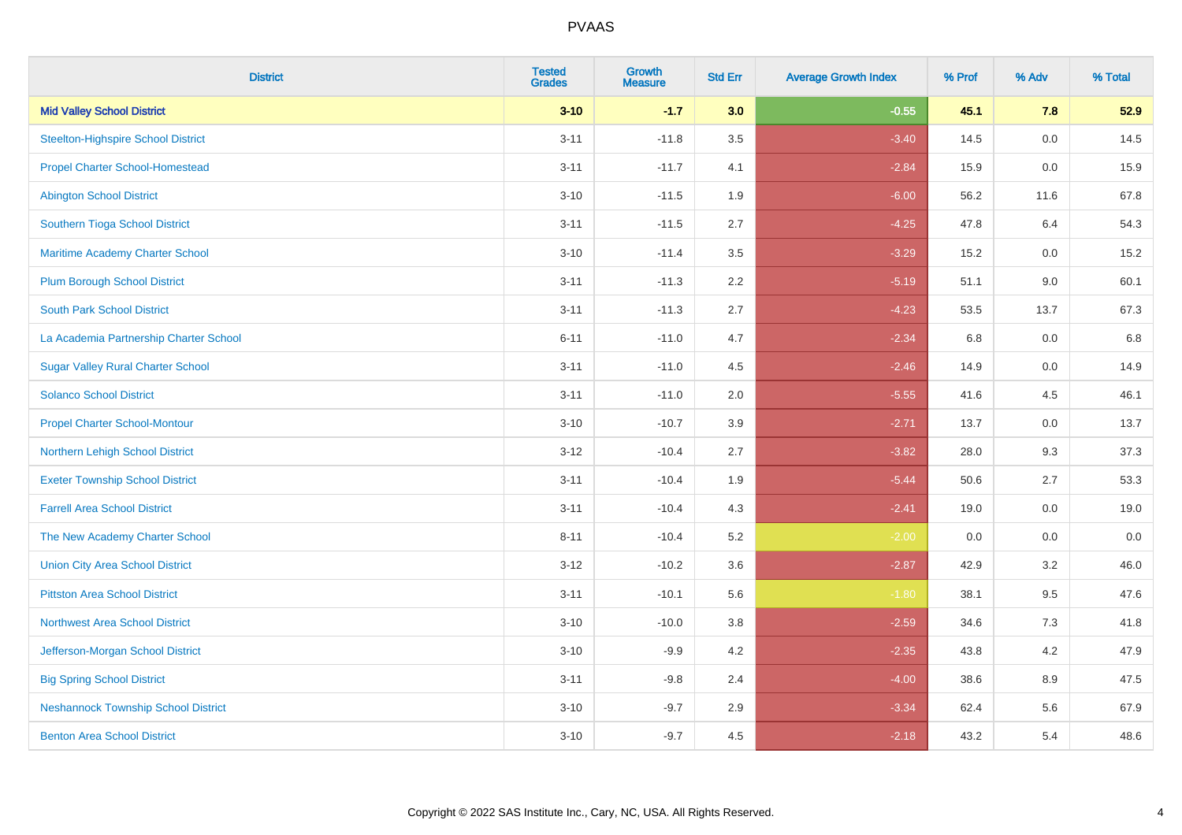| District | Tested Grades | Growth Measure | Std Err | Average Growth Index | % Prof | % Adv | % Total |
|---|---|---|---|---|---|---|---|
| **Mid Valley School District** | **3-10** | **-1.7** | **3.0** | **-0.55** | **45.1** | **7.8** | **52.9** |
| Steelton-Highspire School District | 3-11 | -11.8 | 3.5 | -3.40 | 14.5 | 0.0 | 14.5 |
| Propel Charter School-Homestead | 3-11 | -11.7 | 4.1 | -2.84 | 15.9 | 0.0 | 15.9 |
| Abington School District | 3-10 | -11.5 | 1.9 | -6.00 | 56.2 | 11.6 | 67.8 |
| Southern Tioga School District | 3-11 | -11.5 | 2.7 | -4.25 | 47.8 | 6.4 | 54.3 |
| Maritime Academy Charter School | 3-10 | -11.4 | 3.5 | -3.29 | 15.2 | 0.0 | 15.2 |
| Plum Borough School District | 3-11 | -11.3 | 2.2 | -5.19 | 51.1 | 9.0 | 60.1 |
| South Park School District | 3-11 | -11.3 | 2.7 | -4.23 | 53.5 | 13.7 | 67.3 |
| La Academia Partnership Charter School | 6-11 | -11.0 | 4.7 | -2.34 | 6.8 | 0.0 | 6.8 |
| Sugar Valley Rural Charter School | 3-11 | -11.0 | 4.5 | -2.46 | 14.9 | 0.0 | 14.9 |
| Solanco School District | 3-11 | -11.0 | 2.0 | -5.55 | 41.6 | 4.5 | 46.1 |
| Propel Charter School-Montour | 3-10 | -10.7 | 3.9 | -2.71 | 13.7 | 0.0 | 13.7 |
| Northern Lehigh School District | 3-12 | -10.4 | 2.7 | -3.82 | 28.0 | 9.3 | 37.3 |
| Exeter Township School District | 3-11 | -10.4 | 1.9 | -5.44 | 50.6 | 2.7 | 53.3 |
| Farrell Area School District | 3-11 | -10.4 | 4.3 | -2.41 | 19.0 | 0.0 | 19.0 |
| The New Academy Charter School | 8-11 | -10.4 | 5.2 | -2.00 | 0.0 | 0.0 | 0.0 |
| Union City Area School District | 3-12 | -10.2 | 3.6 | -2.87 | 42.9 | 3.2 | 46.0 |
| Pittston Area School District | 3-11 | -10.1 | 5.6 | -1.80 | 38.1 | 9.5 | 47.6 |
| Northwest Area School District | 3-10 | -10.0 | 3.8 | -2.59 | 34.6 | 7.3 | 41.8 |
| Jefferson-Morgan School District | 3-10 | -9.9 | 4.2 | -2.35 | 43.8 | 4.2 | 47.9 |
| Big Spring School District | 3-11 | -9.8 | 2.4 | -4.00 | 38.6 | 8.9 | 47.5 |
| Neshannock Township School District | 3-10 | -9.7 | 2.9 | -3.34 | 62.4 | 5.6 | 67.9 |
| Benton Area School District | 3-10 | -9.7 | 4.5 | -2.18 | 43.2 | 5.4 | 48.6 |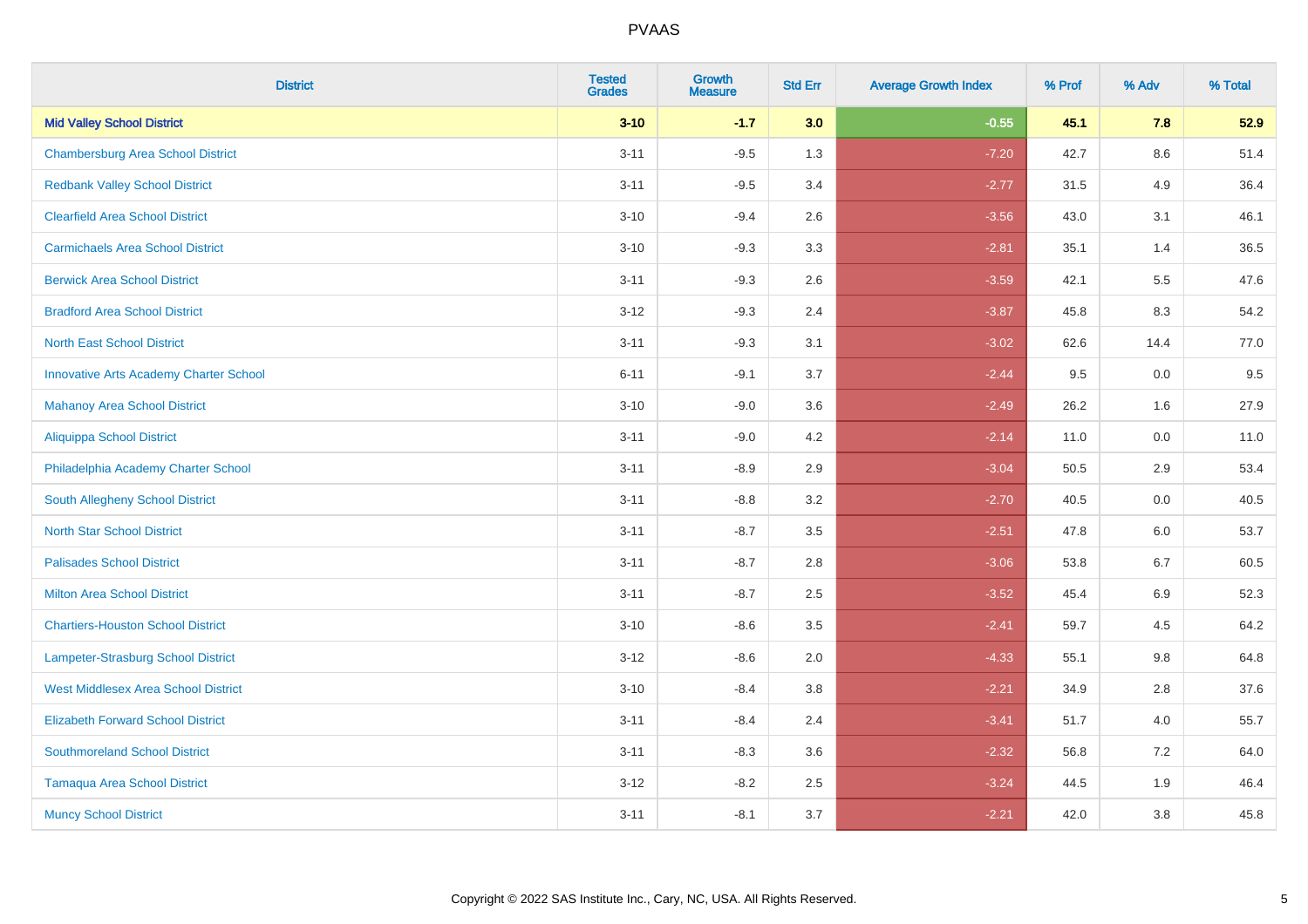| District | Tested Grades | Growth Measure | Std Err | Average Growth Index | % Prof | % Adv | % Total |
|---|---|---|---|---|---|---|---|
| **Mid Valley School District** | **3-10** | **-1.7** | **3.0** | **-0.55** | **45.1** | **7.8** | **52.9** |
| Chambersburg Area School District | 3-11 | -9.5 | 1.3 | -7.20 | 42.7 | 8.6 | 51.4 |
| Redbank Valley School District | 3-11 | -9.5 | 3.4 | -2.77 | 31.5 | 4.9 | 36.4 |
| Clearfield Area School District | 3-10 | -9.4 | 2.6 | -3.56 | 43.0 | 3.1 | 46.1 |
| Carmichaels Area School District | 3-10 | -9.3 | 3.3 | -2.81 | 35.1 | 1.4 | 36.5 |
| Berwick Area School District | 3-11 | -9.3 | 2.6 | -3.59 | 42.1 | 5.5 | 47.6 |
| Bradford Area School District | 3-12 | -9.3 | 2.4 | -3.87 | 45.8 | 8.3 | 54.2 |
| North East School District | 3-11 | -9.3 | 3.1 | -3.02 | 62.6 | 14.4 | 77.0 |
| Innovative Arts Academy Charter School | 6-11 | -9.1 | 3.7 | -2.44 | 9.5 | 0.0 | 9.5 |
| Mahanoy Area School District | 3-10 | -9.0 | 3.6 | -2.49 | 26.2 | 1.6 | 27.9 |
| Aliquippa School District | 3-11 | -9.0 | 4.2 | -2.14 | 11.0 | 0.0 | 11.0 |
| Philadelphia Academy Charter School | 3-11 | -8.9 | 2.9 | -3.04 | 50.5 | 2.9 | 53.4 |
| South Allegheny School District | 3-11 | -8.8 | 3.2 | -2.70 | 40.5 | 0.0 | 40.5 |
| North Star School District | 3-11 | -8.7 | 3.5 | -2.51 | 47.8 | 6.0 | 53.7 |
| Palisades School District | 3-11 | -8.7 | 2.8 | -3.06 | 53.8 | 6.7 | 60.5 |
| Milton Area School District | 3-11 | -8.7 | 2.5 | -3.52 | 45.4 | 6.9 | 52.3 |
| Chartiers-Houston School District | 3-10 | -8.6 | 3.5 | -2.41 | 59.7 | 4.5 | 64.2 |
| Lampeter-Strasburg School District | 3-12 | -8.6 | 2.0 | -4.33 | 55.1 | 9.8 | 64.8 |
| West Middlesex Area School District | 3-10 | -8.4 | 3.8 | -2.21 | 34.9 | 2.8 | 37.6 |
| Elizabeth Forward School District | 3-11 | -8.4 | 2.4 | -3.41 | 51.7 | 4.0 | 55.7 |
| Southmoreland School District | 3-11 | -8.3 | 3.6 | -2.32 | 56.8 | 7.2 | 64.0 |
| Tamaqua Area School District | 3-12 | -8.2 | 2.5 | -3.24 | 44.5 | 1.9 | 46.4 |
| Muncy School District | 3-11 | -8.1 | 3.7 | -2.21 | 42.0 | 3.8 | 45.8 |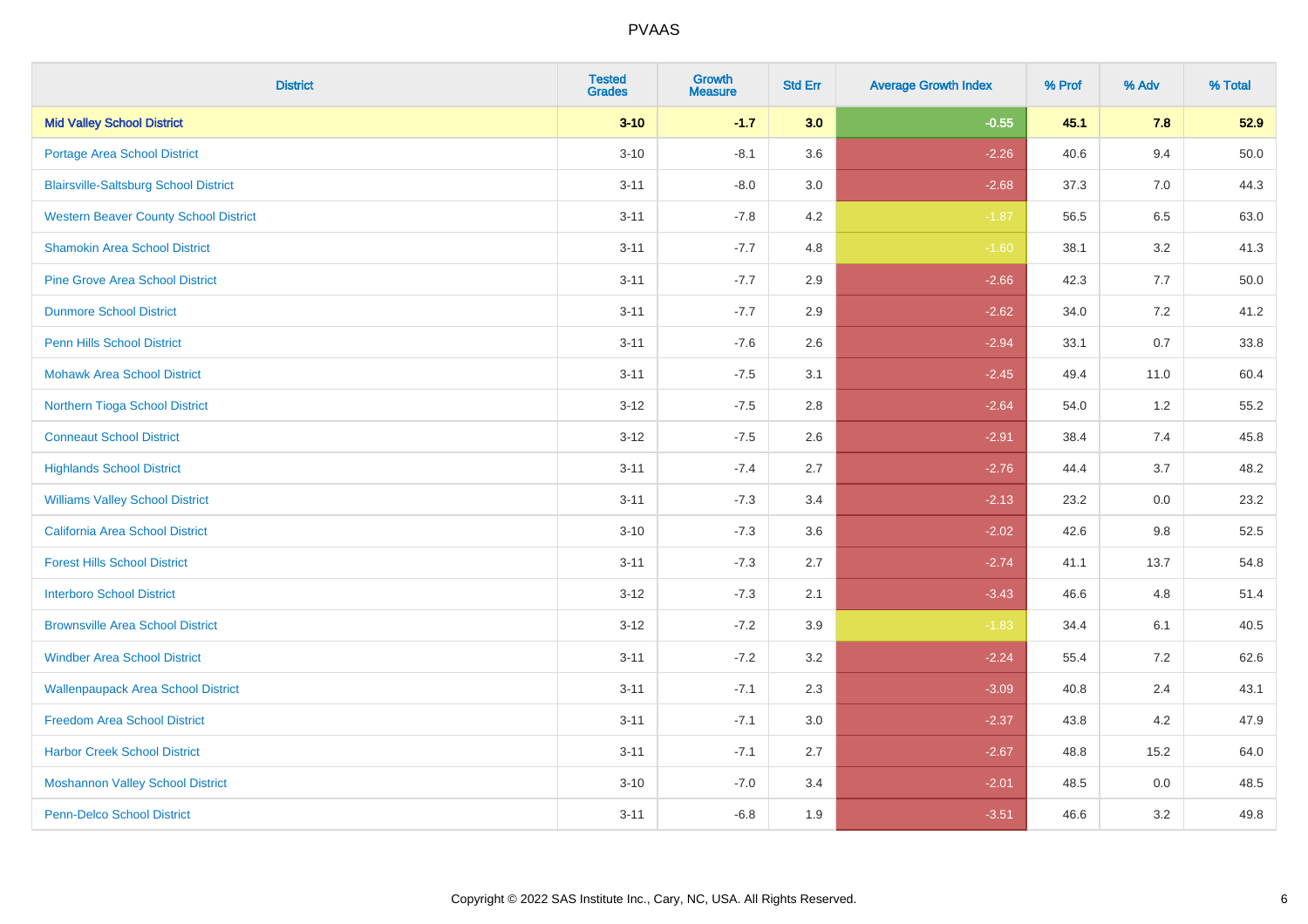| District | Tested Grades | Growth Measure | Std Err | Average Growth Index | % Prof | % Adv | % Total |
|---|---|---|---|---|---|---|---|
| **Mid Valley School District** | **3-10** | **-1.7** | **3.0** | **-0.55** | **45.1** | **7.8** | **52.9** |
| Portage Area School District | 3-10 | -8.1 | 3.6 | -2.26 | 40.6 | 9.4 | 50.0 |
| Blairsville-Saltsburg School District | 3-11 | -8.0 | 3.0 | -2.68 | 37.3 | 7.0 | 44.3 |
| Western Beaver County School District | 3-11 | -7.8 | 4.2 | -1.87 | 56.5 | 6.5 | 63.0 |
| Shamokin Area School District | 3-11 | -7.7 | 4.8 | -1.60 | 38.1 | 3.2 | 41.3 |
| Pine Grove Area School District | 3-11 | -7.7 | 2.9 | -2.66 | 42.3 | 7.7 | 50.0 |
| Dunmore School District | 3-11 | -7.7 | 2.9 | -2.62 | 34.0 | 7.2 | 41.2 |
| Penn Hills School District | 3-11 | -7.6 | 2.6 | -2.94 | 33.1 | 0.7 | 33.8 |
| Mohawk Area School District | 3-11 | -7.5 | 3.1 | -2.45 | 49.4 | 11.0 | 60.4 |
| Northern Tioga School District | 3-12 | -7.5 | 2.8 | -2.64 | 54.0 | 1.2 | 55.2 |
| Conneaut School District | 3-12 | -7.5 | 2.6 | -2.91 | 38.4 | 7.4 | 45.8 |
| Highlands School District | 3-11 | -7.4 | 2.7 | -2.76 | 44.4 | 3.7 | 48.2 |
| Williams Valley School District | 3-11 | -7.3 | 3.4 | -2.13 | 23.2 | 0.0 | 23.2 |
| California Area School District | 3-10 | -7.3 | 3.6 | -2.02 | 42.6 | 9.8 | 52.5 |
| Forest Hills School District | 3-11 | -7.3 | 2.7 | -2.74 | 41.1 | 13.7 | 54.8 |
| Interboro School District | 3-12 | -7.3 | 2.1 | -3.43 | 46.6 | 4.8 | 51.4 |
| Brownsville Area School District | 3-12 | -7.2 | 3.9 | -1.83 | 34.4 | 6.1 | 40.5 |
| Windber Area School District | 3-11 | -7.2 | 3.2 | -2.24 | 55.4 | 7.2 | 62.6 |
| Wallenpaupack Area School District | 3-11 | -7.1 | 2.3 | -3.09 | 40.8 | 2.4 | 43.1 |
| Freedom Area School District | 3-11 | -7.1 | 3.0 | -2.37 | 43.8 | 4.2 | 47.9 |
| Harbor Creek School District | 3-11 | -7.1 | 2.7 | -2.67 | 48.8 | 15.2 | 64.0 |
| Moshannon Valley School District | 3-10 | -7.0 | 3.4 | -2.01 | 48.5 | 0.0 | 48.5 |
| Penn-Delco School District | 3-11 | -6.8 | 1.9 | -3.51 | 46.6 | 3.2 | 49.8 |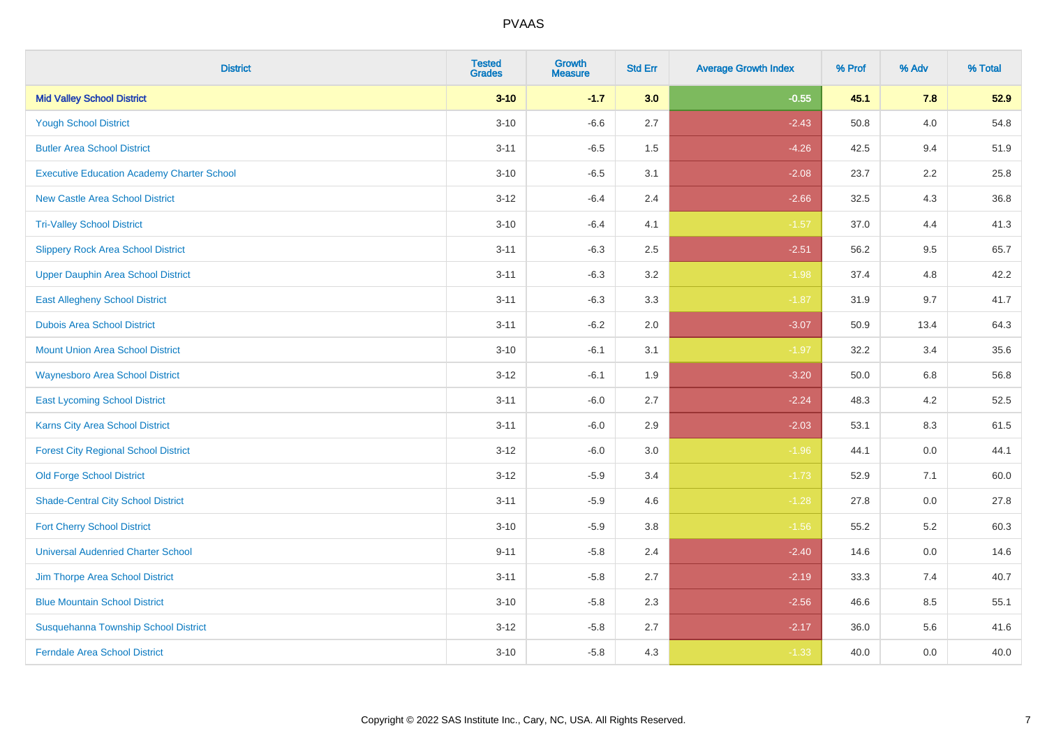| District | Tested Grades | Growth Measure | Std Err | Average Growth Index | % Prof | % Adv | % Total |
|---|---|---|---|---|---|---|---|
| **Mid Valley School District** | **3-10** | **-1.7** | **3.0** | **-0.55** | **45.1** | **7.8** | **52.9** |
| Yough School District | 3-10 | -6.6 | 2.7 | -2.43 | 50.8 | 4.0 | 54.8 |
| Butler Area School District | 3-11 | -6.5 | 1.5 | -4.26 | 42.5 | 9.4 | 51.9 |
| Executive Education Academy Charter School | 3-10 | -6.5 | 3.1 | -2.08 | 23.7 | 2.2 | 25.8 |
| New Castle Area School District | 3-12 | -6.4 | 2.4 | -2.66 | 32.5 | 4.3 | 36.8 |
| Tri-Valley School District | 3-10 | -6.4 | 4.1 | -1.57 | 37.0 | 4.4 | 41.3 |
| Slippery Rock Area School District | 3-11 | -6.3 | 2.5 | -2.51 | 56.2 | 9.5 | 65.7 |
| Upper Dauphin Area School District | 3-11 | -6.3 | 3.2 | -1.98 | 37.4 | 4.8 | 42.2 |
| East Allegheny School District | 3-11 | -6.3 | 3.3 | -1.87 | 31.9 | 9.7 | 41.7 |
| Dubois Area School District | 3-11 | -6.2 | 2.0 | -3.07 | 50.9 | 13.4 | 64.3 |
| Mount Union Area School District | 3-10 | -6.1 | 3.1 | -1.97 | 32.2 | 3.4 | 35.6 |
| Waynesboro Area School District | 3-12 | -6.1 | 1.9 | -3.20 | 50.0 | 6.8 | 56.8 |
| East Lycoming School District | 3-11 | -6.0 | 2.7 | -2.24 | 48.3 | 4.2 | 52.5 |
| Karns City Area School District | 3-11 | -6.0 | 2.9 | -2.03 | 53.1 | 8.3 | 61.5 |
| Forest City Regional School District | 3-12 | -6.0 | 3.0 | -1.96 | 44.1 | 0.0 | 44.1 |
| Old Forge School District | 3-12 | -5.9 | 3.4 | -1.73 | 52.9 | 7.1 | 60.0 |
| Shade-Central City School District | 3-11 | -5.9 | 4.6 | -1.28 | 27.8 | 0.0 | 27.8 |
| Fort Cherry School District | 3-10 | -5.9 | 3.8 | -1.56 | 55.2 | 5.2 | 60.3 |
| Universal Audenried Charter School | 9-11 | -5.8 | 2.4 | -2.40 | 14.6 | 0.0 | 14.6 |
| Jim Thorpe Area School District | 3-11 | -5.8 | 2.7 | -2.19 | 33.3 | 7.4 | 40.7 |
| Blue Mountain School District | 3-10 | -5.8 | 2.3 | -2.56 | 46.6 | 8.5 | 55.1 |
| Susquehanna Township School District | 3-12 | -5.8 | 2.7 | -2.17 | 36.0 | 5.6 | 41.6 |
| Ferndale Area School District | 3-10 | -5.8 | 4.3 | -1.33 | 40.0 | 0.0 | 40.0 |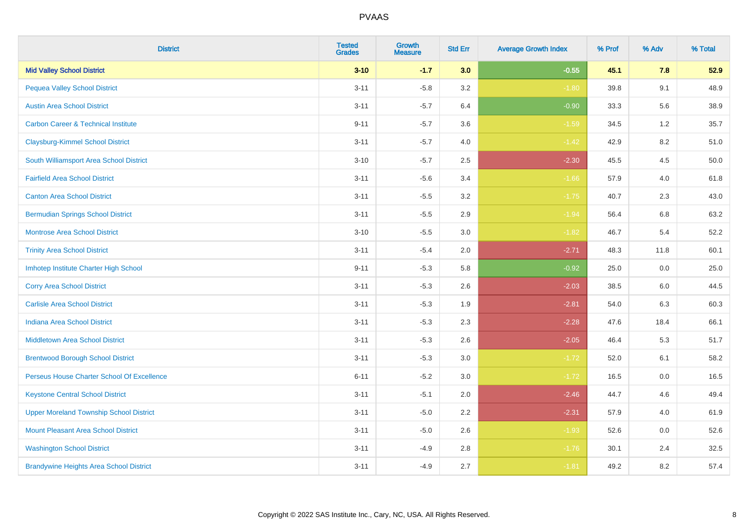| District | Tested Grades | Growth Measure | Std Err | Average Growth Index | % Prof | % Adv | % Total |
|---|---|---|---|---|---|---|---|
| **Mid Valley School District** | **3-10** | **-1.7** | **3.0** | **-0.55** | **45.1** | **7.8** | **52.9** |
| Pequea Valley School District | 3-11 | -5.8 | 3.2 | -1.80 | 39.8 | 9.1 | 48.9 |
| Austin Area School District | 3-11 | -5.7 | 6.4 | -0.90 | 33.3 | 5.6 | 38.9 |
| Carbon Career & Technical Institute | 9-11 | -5.7 | 3.6 | -1.59 | 34.5 | 1.2 | 35.7 |
| Claysburg-Kimmel School District | 3-11 | -5.7 | 4.0 | -1.42 | 42.9 | 8.2 | 51.0 |
| South Williamsport Area School District | 3-10 | -5.7 | 2.5 | -2.30 | 45.5 | 4.5 | 50.0 |
| Fairfield Area School District | 3-11 | -5.6 | 3.4 | -1.66 | 57.9 | 4.0 | 61.8 |
| Canton Area School District | 3-11 | -5.5 | 3.2 | -1.75 | 40.7 | 2.3 | 43.0 |
| Bermudian Springs School District | 3-11 | -5.5 | 2.9 | -1.94 | 56.4 | 6.8 | 63.2 |
| Montrose Area School District | 3-10 | -5.5 | 3.0 | -1.82 | 46.7 | 5.4 | 52.2 |
| Trinity Area School District | 3-11 | -5.4 | 2.0 | -2.71 | 48.3 | 11.8 | 60.1 |
| Imhotep Institute Charter High School | 9-11 | -5.3 | 5.8 | -0.92 | 25.0 | 0.0 | 25.0 |
| Corry Area School District | 3-11 | -5.3 | 2.6 | -2.03 | 38.5 | 6.0 | 44.5 |
| Carlisle Area School District | 3-11 | -5.3 | 1.9 | -2.81 | 54.0 | 6.3 | 60.3 |
| Indiana Area School District | 3-11 | -5.3 | 2.3 | -2.28 | 47.6 | 18.4 | 66.1 |
| Middletown Area School District | 3-11 | -5.3 | 2.6 | -2.05 | 46.4 | 5.3 | 51.7 |
| Brentwood Borough School District | 3-11 | -5.3 | 3.0 | -1.72 | 52.0 | 6.1 | 58.2 |
| Perseus House Charter School Of Excellence | 6-11 | -5.2 | 3.0 | -1.72 | 16.5 | 0.0 | 16.5 |
| Keystone Central School District | 3-11 | -5.1 | 2.0 | -2.46 | 44.7 | 4.6 | 49.4 |
| Upper Moreland Township School District | 3-11 | -5.0 | 2.2 | -2.31 | 57.9 | 4.0 | 61.9 |
| Mount Pleasant Area School District | 3-11 | -5.0 | 2.6 | -1.93 | 52.6 | 0.0 | 52.6 |
| Washington School District | 3-11 | -4.9 | 2.8 | -1.76 | 30.1 | 2.4 | 32.5 |
| Brandywine Heights Area School District | 3-11 | -4.9 | 2.7 | -1.81 | 49.2 | 8.2 | 57.4 |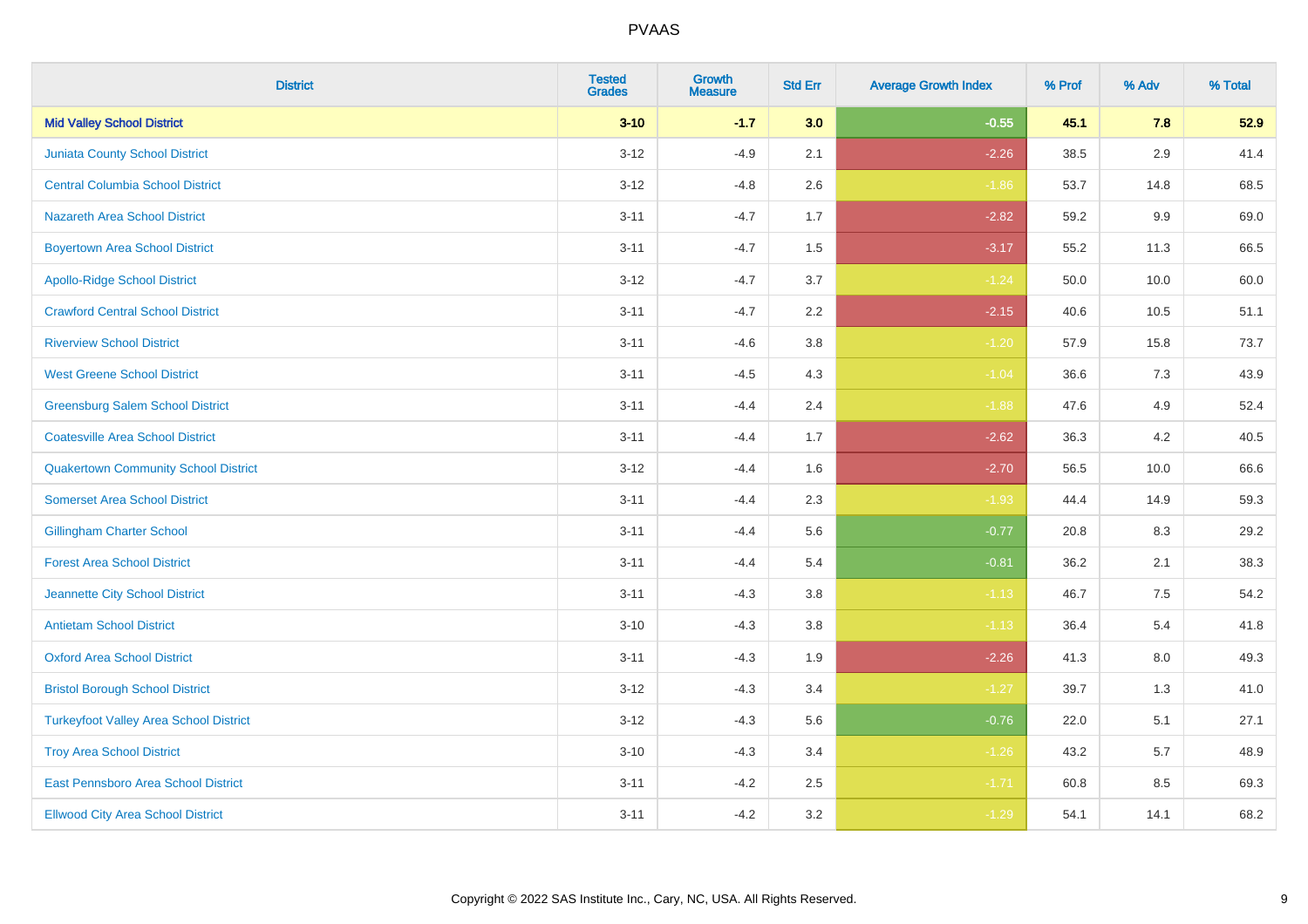# PVAAS

| District | Tested Grades | Growth Measure | Std Err | Average Growth Index | % Prof | % Adv | % Total |
|---|---|---|---|---|---|---|---|
| **Mid Valley School District** | **3-10** | **-1.7** | **3.0** | **-0.55** | **45.1** | **7.8** | **52.9** |
| Juniata County School District | 3-12 | -4.9 | 2.1 | -2.26 | 38.5 | 2.9 | 41.4 |
| Central Columbia School District | 3-12 | -4.8 | 2.6 | -1.86 | 53.7 | 14.8 | 68.5 |
| Nazareth Area School District | 3-11 | -4.7 | 1.7 | -2.82 | 59.2 | 9.9 | 69.0 |
| Boyertown Area School District | 3-11 | -4.7 | 1.5 | -3.17 | 55.2 | 11.3 | 66.5 |
| Apollo-Ridge School District | 3-12 | -4.7 | 3.7 | -1.24 | 50.0 | 10.0 | 60.0 |
| Crawford Central School District | 3-11 | -4.7 | 2.2 | -2.15 | 40.6 | 10.5 | 51.1 |
| Riverview School District | 3-11 | -4.6 | 3.8 | -1.20 | 57.9 | 15.8 | 73.7 |
| West Greene School District | 3-11 | -4.5 | 4.3 | -1.04 | 36.6 | 7.3 | 43.9 |
| Greensburg Salem School District | 3-11 | -4.4 | 2.4 | -1.88 | 47.6 | 4.9 | 52.4 |
| Coatesville Area School District | 3-11 | -4.4 | 1.7 | -2.62 | 36.3 | 4.2 | 40.5 |
| Quakertown Community School District | 3-12 | -4.4 | 1.6 | -2.70 | 56.5 | 10.0 | 66.6 |
| Somerset Area School District | 3-11 | -4.4 | 2.3 | -1.93 | 44.4 | 14.9 | 59.3 |
| Gillingham Charter School | 3-11 | -4.4 | 5.6 | -0.77 | 20.8 | 8.3 | 29.2 |
| Forest Area School District | 3-11 | -4.4 | 5.4 | -0.81 | 36.2 | 2.1 | 38.3 |
| Jeannette City School District | 3-11 | -4.3 | 3.8 | -1.13 | 46.7 | 7.5 | 54.2 |
| Antietam School District | 3-10 | -4.3 | 3.8 | -1.13 | 36.4 | 5.4 | 41.8 |
| Oxford Area School District | 3-11 | -4.3 | 1.9 | -2.26 | 41.3 | 8.0 | 49.3 |
| Bristol Borough School District | 3-12 | -4.3 | 3.4 | -1.27 | 39.7 | 1.3 | 41.0 |
| Turkeyfoot Valley Area School District | 3-12 | -4.3 | 5.6 | -0.76 | 22.0 | 5.1 | 27.1 |
| Troy Area School District | 3-10 | -4.3 | 3.4 | -1.26 | 43.2 | 5.7 | 48.9 |
| East Pennsboro Area School District | 3-11 | -4.2 | 2.5 | -1.71 | 60.8 | 8.5 | 69.3 |
| Ellwood City Area School District | 3-11 | -4.2 | 3.2 | -1.29 | 54.1 | 14.1 | 68.2 |

Copyright © 2022 SAS Institute Inc., Cary, NC, USA. All Rights Reserved.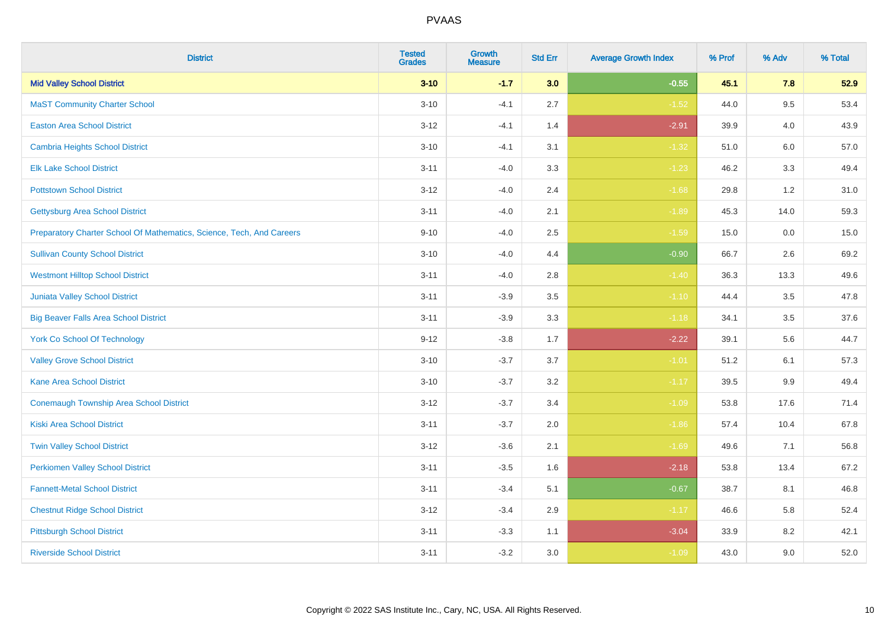| District | Tested Grades | Growth Measure | Std Err | Average Growth Index | % Prof | % Adv | % Total |
|---|---|---|---|---|---|---|---|
| **Mid Valley School District** | **3-10** | **-1.7** | **3.0** | **-0.55** | **45.1** | **7.8** | **52.9** |
| MaST Community Charter School | 3-10 | -4.1 | 2.7 | -1.52 | 44.0 | 9.5 | 53.4 |
| Easton Area School District | 3-12 | -4.1 | 1.4 | -2.91 | 39.9 | 4.0 | 43.9 |
| Cambria Heights School District | 3-10 | -4.1 | 3.1 | -1.32 | 51.0 | 6.0 | 57.0 |
| Elk Lake School District | 3-11 | -4.0 | 3.3 | -1.23 | 46.2 | 3.3 | 49.4 |
| Pottstown School District | 3-12 | -4.0 | 2.4 | -1.68 | 29.8 | 1.2 | 31.0 |
| Gettysburg Area School District | 3-11 | -4.0 | 2.1 | -1.89 | 45.3 | 14.0 | 59.3 |
| Preparatory Charter School Of Mathematics, Science, Tech, And Careers | 9-10 | -4.0 | 2.5 | -1.59 | 15.0 | 0.0 | 15.0 |
| Sullivan County School District | 3-10 | -4.0 | 4.4 | -0.90 | 66.7 | 2.6 | 69.2 |
| Westmont Hilltop School District | 3-11 | -4.0 | 2.8 | -1.40 | 36.3 | 13.3 | 49.6 |
| Juniata Valley School District | 3-11 | -3.9 | 3.5 | -1.10 | 44.4 | 3.5 | 47.8 |
| Big Beaver Falls Area School District | 3-11 | -3.9 | 3.3 | -1.18 | 34.1 | 3.5 | 37.6 |
| York Co School Of Technology | 9-12 | -3.8 | 1.7 | -2.22 | 39.1 | 5.6 | 44.7 |
| Valley Grove School District | 3-10 | -3.7 | 3.7 | -1.01 | 51.2 | 6.1 | 57.3 |
| Kane Area School District | 3-10 | -3.7 | 3.2 | -1.17 | 39.5 | 9.9 | 49.4 |
| Conemaugh Township Area School District | 3-12 | -3.7 | 3.4 | -1.09 | 53.8 | 17.6 | 71.4 |
| Kiski Area School District | 3-11 | -3.7 | 2.0 | -1.86 | 57.4 | 10.4 | 67.8 |
| Twin Valley School District | 3-12 | -3.6 | 2.1 | -1.69 | 49.6 | 7.1 | 56.8 |
| Perkiomen Valley School District | 3-11 | -3.5 | 1.6 | -2.18 | 53.8 | 13.4 | 67.2 |
| Fannett-Metal School District | 3-11 | -3.4 | 5.1 | -0.67 | 38.7 | 8.1 | 46.8 |
| Chestnut Ridge School District | 3-12 | -3.4 | 2.9 | -1.17 | 46.6 | 5.8 | 52.4 |
| Pittsburgh School District | 3-11 | -3.3 | 1.1 | -3.04 | 33.9 | 8.2 | 42.1 |
| Riverside School District | 3-11 | -3.2 | 3.0 | -1.09 | 43.0 | 9.0 | 52.0 |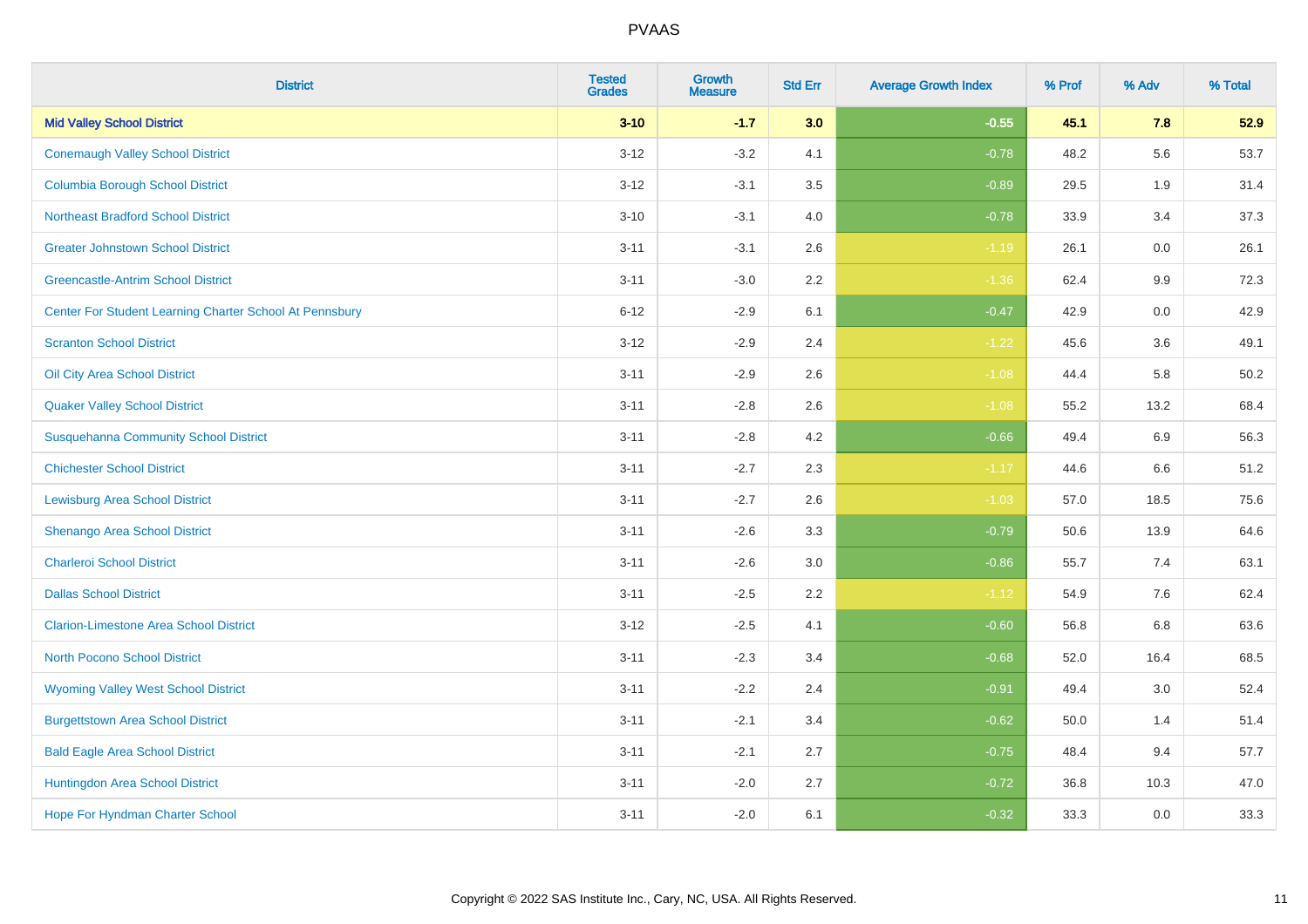## PVAAS

| District | Tested Grades | Growth Measure | Std Err | Average Growth Index | % Prof | % Adv | % Total |
|---|---|---|---|---|---|---|---|
| **Mid Valley School District** | **3-10** | **-1.7** | **3.0** | **-0.55** | **45.1** | **7.8** | **52.9** |
| Conemaugh Valley School District | 3-12 | -3.2 | 4.1 | -0.78 | 48.2 | 5.6 | 53.7 |
| Columbia Borough School District | 3-12 | -3.1 | 3.5 | -0.89 | 29.5 | 1.9 | 31.4 |
| Northeast Bradford School District | 3-10 | -3.1 | 4.0 | -0.78 | 33.9 | 3.4 | 37.3 |
| Greater Johnstown School District | 3-11 | -3.1 | 2.6 | -1.19 | 26.1 | 0.0 | 26.1 |
| Greencastle-Antrim School District | 3-11 | -3.0 | 2.2 | -1.36 | 62.4 | 9.9 | 72.3 |
| Center For Student Learning Charter School At Pennsbury | 6-12 | -2.9 | 6.1 | -0.47 | 42.9 | 0.0 | 42.9 |
| Scranton School District | 3-12 | -2.9 | 2.4 | -1.22 | 45.6 | 3.6 | 49.1 |
| Oil City Area School District | 3-11 | -2.9 | 2.6 | -1.08 | 44.4 | 5.8 | 50.2 |
| Quaker Valley School District | 3-11 | -2.8 | 2.6 | -1.08 | 55.2 | 13.2 | 68.4 |
| Susquehanna Community School District | 3-11 | -2.8 | 4.2 | -0.66 | 49.4 | 6.9 | 56.3 |
| Chichester School District | 3-11 | -2.7 | 2.3 | -1.17 | 44.6 | 6.6 | 51.2 |
| Lewisburg Area School District | 3-11 | -2.7 | 2.6 | -1.03 | 57.0 | 18.5 | 75.6 |
| Shenango Area School District | 3-11 | -2.6 | 3.3 | -0.79 | 50.6 | 13.9 | 64.6 |
| Charleroi School District | 3-11 | -2.6 | 3.0 | -0.86 | 55.7 | 7.4 | 63.1 |
| Dallas School District | 3-11 | -2.5 | 2.2 | -1.12 | 54.9 | 7.6 | 62.4 |
| Clarion-Limestone Area School District | 3-12 | -2.5 | 4.1 | -0.60 | 56.8 | 6.8 | 63.6 |
| North Pocono School District | 3-11 | -2.3 | 3.4 | -0.68 | 52.0 | 16.4 | 68.5 |
| Wyoming Valley West School District | 3-11 | -2.2 | 2.4 | -0.91 | 49.4 | 3.0 | 52.4 |
| Burgettstown Area School District | 3-11 | -2.1 | 3.4 | -0.62 | 50.0 | 1.4 | 51.4 |
| Bald Eagle Area School District | 3-11 | -2.1 | 2.7 | -0.75 | 48.4 | 9.4 | 57.7 |
| Huntingdon Area School District | 3-11 | -2.0 | 2.7 | -0.72 | 36.8 | 10.3 | 47.0 |
| Hope For Hyndman Charter School | 3-11 | -2.0 | 6.1 | -0.32 | 33.3 | 0.0 | 33.3 |

Copyright © 2022 SAS Institute Inc., Cary, NC, USA. All Rights Reserved.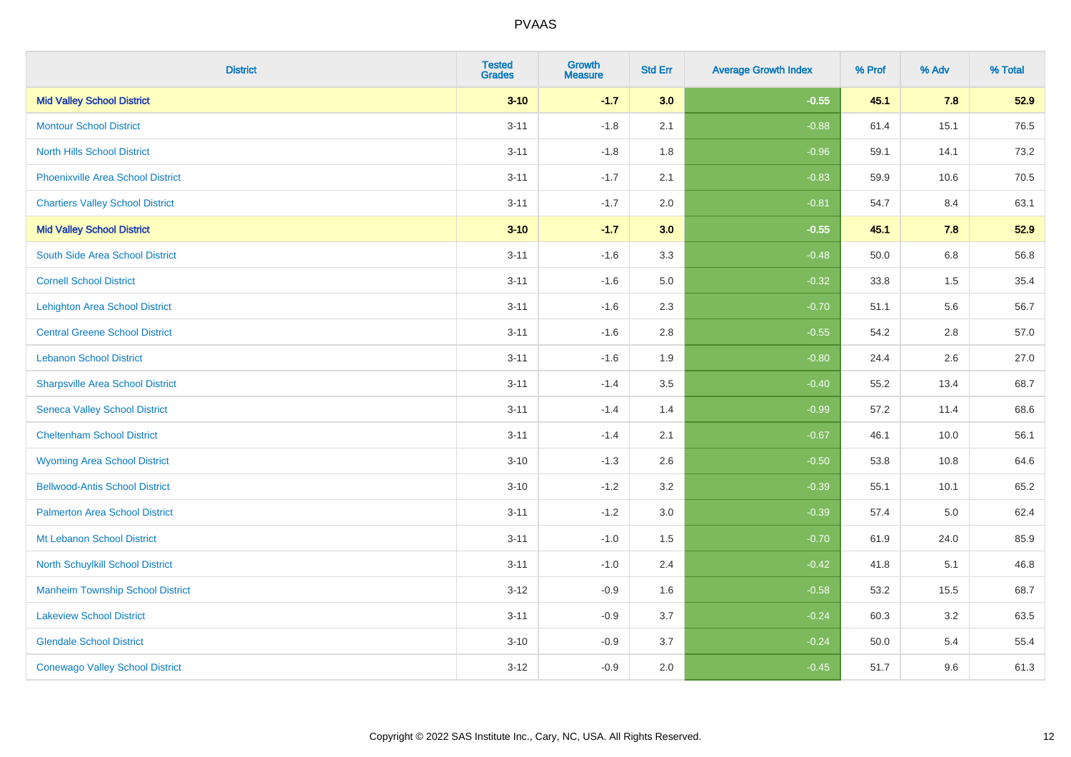| District | Tested Grades | Growth Measure | Std Err | Average Growth Index | % Prof | % Adv | % Total |
|---|---|---|---|---|---|---|---|
| **Mid Valley School District** | **3-10** | **-1.7** | **3.0** | **-0.55** | **45.1** | **7.8** | **52.9** |
| Montour School District | 3-11 | -1.8 | 2.1 | -0.88 | 61.4 | 15.1 | 76.5 |
| North Hills School District | 3-11 | -1.8 | 1.8 | -0.96 | 59.1 | 14.1 | 73.2 |
| Phoenixville Area School District | 3-11 | -1.7 | 2.1 | -0.83 | 59.9 | 10.6 | 70.5 |
| Chartiers Valley School District | 3-11 | -1.7 | 2.0 | -0.81 | 54.7 | 8.4 | 63.1 |
| **Mid Valley School District** | **3-10** | **-1.7** | **3.0** | **-0.55** | **45.1** | **7.8** | **52.9** |
| South Side Area School District | 3-11 | -1.6 | 3.3 | -0.48 | 50.0 | 6.8 | 56.8 |
| Cornell School District | 3-11 | -1.6 | 5.0 | -0.32 | 33.8 | 1.5 | 35.4 |
| Lehighton Area School District | 3-11 | -1.6 | 2.3 | -0.70 | 51.1 | 5.6 | 56.7 |
| Central Greene School District | 3-11 | -1.6 | 2.8 | -0.55 | 54.2 | 2.8 | 57.0 |
| Lebanon School District | 3-11 | -1.6 | 1.9 | -0.80 | 24.4 | 2.6 | 27.0 |
| Sharpsville Area School District | 3-11 | -1.4 | 3.5 | -0.40 | 55.2 | 13.4 | 68.7 |
| Seneca Valley School District | 3-11 | -1.4 | 1.4 | -0.99 | 57.2 | 11.4 | 68.6 |
| Cheltenham School District | 3-11 | -1.4 | 2.1 | -0.67 | 46.1 | 10.0 | 56.1 |
| Wyoming Area School District | 3-10 | -1.3 | 2.6 | -0.50 | 53.8 | 10.8 | 64.6 |
| Bellwood-Antis School District | 3-10 | -1.2 | 3.2 | -0.39 | 55.1 | 10.1 | 65.2 |
| Palmerton Area School District | 3-11 | -1.2 | 3.0 | -0.39 | 57.4 | 5.0 | 62.4 |
| Mt Lebanon School District | 3-11 | -1.0 | 1.5 | -0.70 | 61.9 | 24.0 | 85.9 |
| North Schuylkill School District | 3-11 | -1.0 | 2.4 | -0.42 | 41.8 | 5.1 | 46.8 |
| Manheim Township School District | 3-12 | -0.9 | 1.6 | -0.58 | 53.2 | 15.5 | 68.7 |
| Lakeview School District | 3-11 | -0.9 | 3.7 | -0.24 | 60.3 | 3.2 | 63.5 |
| Glendale School District | 3-10 | -0.9 | 3.7 | -0.24 | 50.0 | 5.4 | 55.4 |
| Conewago Valley School District | 3-12 | -0.9 | 2.0 | -0.45 | 51.7 | 9.6 | 61.3 |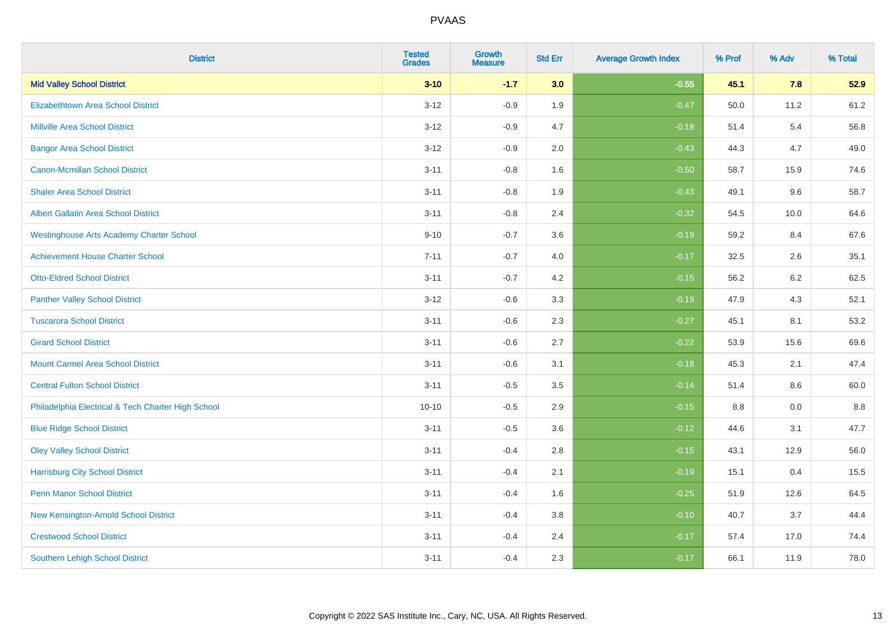| District | Tested Grades | Growth Measure | Std Err | Average Growth Index | % Prof | % Adv | % Total |
|---|---|---|---|---|---|---|---|
| **Mid Valley School District** | **3-10** | **-1.7** | **3.0** | **-0.55** | **45.1** | **7.8** | **52.9** |
| Elizabethtown Area School District | 3-12 | -0.9 | 1.9 | -0.47 | 50.0 | 11.2 | 61.2 |
| Millville Area School District | 3-12 | -0.9 | 4.7 | -0.18 | 51.4 | 5.4 | 56.8 |
| Bangor Area School District | 3-12 | -0.9 | 2.0 | -0.43 | 44.3 | 4.7 | 49.0 |
| Canon-Mcmillan School District | 3-11 | -0.8 | 1.6 | -0.50 | 58.7 | 15.9 | 74.6 |
| Shaler Area School District | 3-11 | -0.8 | 1.9 | -0.43 | 49.1 | 9.6 | 58.7 |
| Albert Gallatin Area School District | 3-11 | -0.8 | 2.4 | -0.32 | 54.5 | 10.0 | 64.6 |
| Westinghouse Arts Academy Charter School | 9-10 | -0.7 | 3.6 | -0.19 | 59.2 | 8.4 | 67.6 |
| Achievement House Charter School | 7-11 | -0.7 | 4.0 | -0.17 | 32.5 | 2.6 | 35.1 |
| Otto-Eldred School District | 3-11 | -0.7 | 4.2 | -0.15 | 56.2 | 6.2 | 62.5 |
| Panther Valley School District | 3-12 | -0.6 | 3.3 | -0.19 | 47.9 | 4.3 | 52.1 |
| Tuscarora School District | 3-11 | -0.6 | 2.3 | -0.27 | 45.1 | 8.1 | 53.2 |
| Girard School District | 3-11 | -0.6 | 2.7 | -0.22 | 53.9 | 15.6 | 69.6 |
| Mount Carmel Area School District | 3-11 | -0.6 | 3.1 | -0.18 | 45.3 | 2.1 | 47.4 |
| Central Fulton School District | 3-11 | -0.5 | 3.5 | -0.14 | 51.4 | 8.6 | 60.0 |
| Philadelphia Electrical & Tech Charter High School | 10-10 | -0.5 | 2.9 | -0.15 | 8.8 | 0.0 | 8.8 |
| Blue Ridge School District | 3-11 | -0.5 | 3.6 | -0.12 | 44.6 | 3.1 | 47.7 |
| Oley Valley School District | 3-11 | -0.4 | 2.8 | -0.15 | 43.1 | 12.9 | 56.0 |
| Harrisburg City School District | 3-11 | -0.4 | 2.1 | -0.19 | 15.1 | 0.4 | 15.5 |
| Penn Manor School District | 3-11 | -0.4 | 1.6 | -0.25 | 51.9 | 12.6 | 64.5 |
| New Kensington-Arnold School District | 3-11 | -0.4 | 3.8 | -0.10 | 40.7 | 3.7 | 44.4 |
| Crestwood School District | 3-11 | -0.4 | 2.4 | -0.17 | 57.4 | 17.0 | 74.4 |
| Southern Lehigh School District | 3-11 | -0.4 | 2.3 | -0.17 | 66.1 | 11.9 | 78.0 |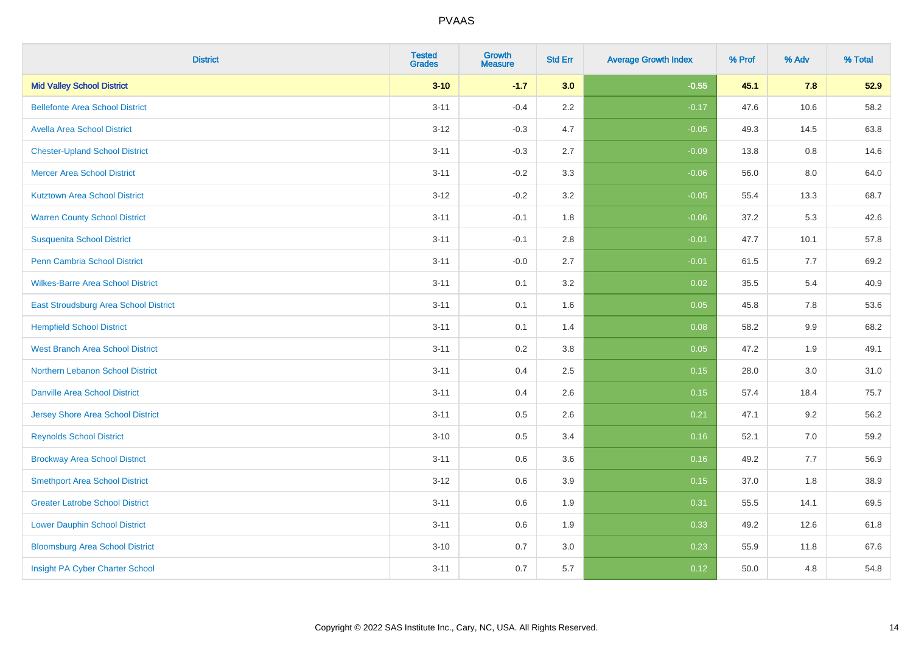| District | Tested Grades | Growth Measure | Std Err | Average Growth Index | % Prof | % Adv | % Total |
|---|---|---|---|---|---|---|---|
| **Mid Valley School District** | **3-10** | **-1.7** | **3.0** | **-0.55** | **45.1** | **7.8** | **52.9** |
| Bellefonte Area School District | 3-11 | -0.4 | 2.2 | -0.17 | 47.6 | 10.6 | 58.2 |
| Avella Area School District | 3-12 | -0.3 | 4.7 | -0.05 | 49.3 | 14.5 | 63.8 |
| Chester-Upland School District | 3-11 | -0.3 | 2.7 | -0.09 | 13.8 | 0.8 | 14.6 |
| Mercer Area School District | 3-11 | -0.2 | 3.3 | -0.06 | 56.0 | 8.0 | 64.0 |
| Kutztown Area School District | 3-12 | -0.2 | 3.2 | -0.05 | 55.4 | 13.3 | 68.7 |
| Warren County School District | 3-11 | -0.1 | 1.8 | -0.06 | 37.2 | 5.3 | 42.6 |
| Susquenita School District | 3-11 | -0.1 | 2.8 | -0.01 | 47.7 | 10.1 | 57.8 |
| Penn Cambria School District | 3-11 | -0.0 | 2.7 | -0.01 | 61.5 | 7.7 | 69.2 |
| Wilkes-Barre Area School District | 3-11 | 0.1 | 3.2 | 0.02 | 35.5 | 5.4 | 40.9 |
| East Stroudsburg Area School District | 3-11 | 0.1 | 1.6 | 0.05 | 45.8 | 7.8 | 53.6 |
| Hempfield School District | 3-11 | 0.1 | 1.4 | 0.08 | 58.2 | 9.9 | 68.2 |
| West Branch Area School District | 3-11 | 0.2 | 3.8 | 0.05 | 47.2 | 1.9 | 49.1 |
| Northern Lebanon School District | 3-11 | 0.4 | 2.5 | 0.15 | 28.0 | 3.0 | 31.0 |
| Danville Area School District | 3-11 | 0.4 | 2.6 | 0.15 | 57.4 | 18.4 | 75.7 |
| Jersey Shore Area School District | 3-11 | 0.5 | 2.6 | 0.21 | 47.1 | 9.2 | 56.2 |
| Reynolds School District | 3-10 | 0.5 | 3.4 | 0.16 | 52.1 | 7.0 | 59.2 |
| Brockway Area School District | 3-11 | 0.6 | 3.6 | 0.16 | 49.2 | 7.7 | 56.9 |
| Smethport Area School District | 3-12 | 0.6 | 3.9 | 0.15 | 37.0 | 1.8 | 38.9 |
| Greater Latrobe School District | 3-11 | 0.6 | 1.9 | 0.31 | 55.5 | 14.1 | 69.5 |
| Lower Dauphin School District | 3-11 | 0.6 | 1.9 | 0.33 | 49.2 | 12.6 | 61.8 |
| Bloomsburg Area School District | 3-10 | 0.7 | 3.0 | 0.23 | 55.9 | 11.8 | 67.6 |
| Insight PA Cyber Charter School | 3-11 | 0.7 | 5.7 | 0.12 | 50.0 | 4.8 | 54.8 |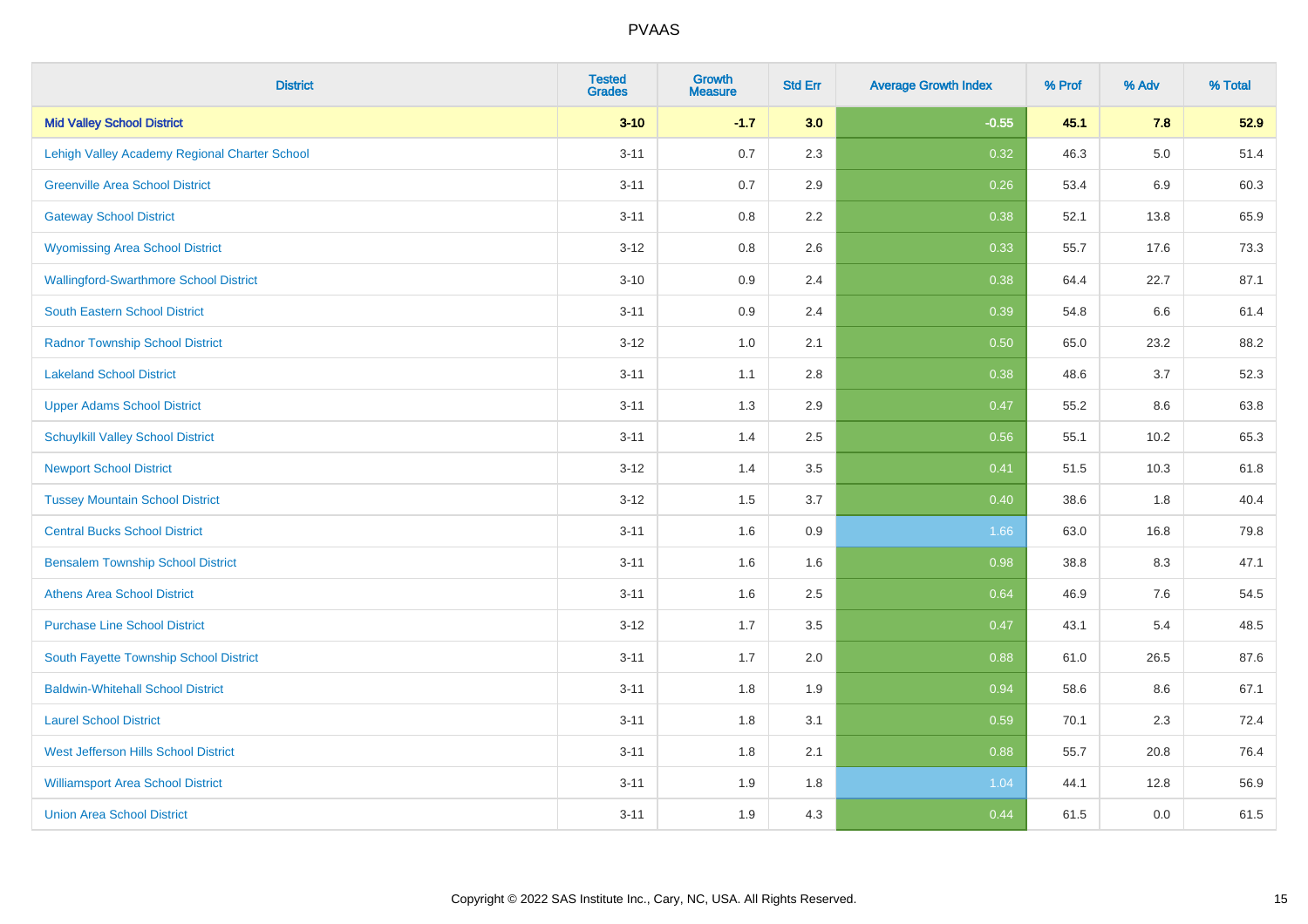| District | Tested Grades | Growth Measure | Std Err | Average Growth Index | % Prof | % Adv | % Total |
|---|---|---|---|---|---|---|---|
| **Mid Valley School District** | **3-10** | **-1.7** | **3.0** | **-0.55** | **45.1** | **7.8** | **52.9** |
| Lehigh Valley Academy Regional Charter School | 3-11 | 0.7 | 2.3 | 0.32 | 46.3 | 5.0 | 51.4 |
| Greenville Area School District | 3-11 | 0.7 | 2.9 | 0.26 | 53.4 | 6.9 | 60.3 |
| Gateway School District | 3-11 | 0.8 | 2.2 | 0.38 | 52.1 | 13.8 | 65.9 |
| Wyomissing Area School District | 3-12 | 0.8 | 2.6 | 0.33 | 55.7 | 17.6 | 73.3 |
| Wallingford-Swarthmore School District | 3-10 | 0.9 | 2.4 | 0.38 | 64.4 | 22.7 | 87.1 |
| South Eastern School District | 3-11 | 0.9 | 2.4 | 0.39 | 54.8 | 6.6 | 61.4 |
| Radnor Township School District | 3-12 | 1.0 | 2.1 | 0.50 | 65.0 | 23.2 | 88.2 |
| Lakeland School District | 3-11 | 1.1 | 2.8 | 0.38 | 48.6 | 3.7 | 52.3 |
| Upper Adams School District | 3-11 | 1.3 | 2.9 | 0.47 | 55.2 | 8.6 | 63.8 |
| Schuylkill Valley School District | 3-11 | 1.4 | 2.5 | 0.56 | 55.1 | 10.2 | 65.3 |
| Newport School District | 3-12 | 1.4 | 3.5 | 0.41 | 51.5 | 10.3 | 61.8 |
| Tussey Mountain School District | 3-12 | 1.5 | 3.7 | 0.40 | 38.6 | 1.8 | 40.4 |
| Central Bucks School District | 3-11 | 1.6 | 0.9 | 1.66 | 63.0 | 16.8 | 79.8 |
| Bensalem Township School District | 3-11 | 1.6 | 1.6 | 0.98 | 38.8 | 8.3 | 47.1 |
| Athens Area School District | 3-11 | 1.6 | 2.5 | 0.64 | 46.9 | 7.6 | 54.5 |
| Purchase Line School District | 3-12 | 1.7 | 3.5 | 0.47 | 43.1 | 5.4 | 48.5 |
| South Fayette Township School District | 3-11 | 1.7 | 2.0 | 0.88 | 61.0 | 26.5 | 87.6 |
| Baldwin-Whitehall School District | 3-11 | 1.8 | 1.9 | 0.94 | 58.6 | 8.6 | 67.1 |
| Laurel School District | 3-11 | 1.8 | 3.1 | 0.59 | 70.1 | 2.3 | 72.4 |
| West Jefferson Hills School District | 3-11 | 1.8 | 2.1 | 0.88 | 55.7 | 20.8 | 76.4 |
| Williamsport Area School District | 3-11 | 1.9 | 1.8 | 1.04 | 44.1 | 12.8 | 56.9 |
| Union Area School District | 3-11 | 1.9 | 4.3 | 0.44 | 61.5 | 0.0 | 61.5 |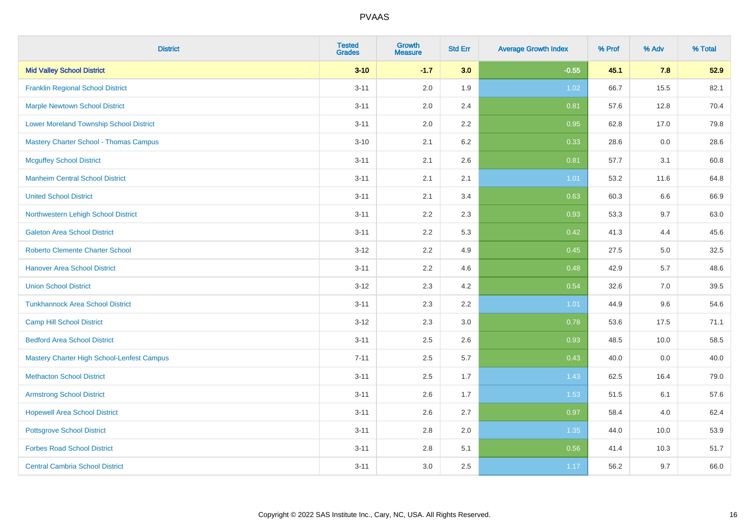| District | Tested Grades | Growth Measure | Std Err | Average Growth Index | % Prof | % Adv | % Total |
|---|---|---|---|---|---|---|---|
| **Mid Valley School District** | **3-10** | **-1.7** | **3.0** | **-0.55** | **45.1** | **7.8** | **52.9** |
| Franklin Regional School District | 3-11 | 2.0 | 1.9 | 1.02 | 66.7 | 15.5 | 82.1 |
| Marple Newtown School District | 3-11 | 2.0 | 2.4 | 0.81 | 57.6 | 12.8 | 70.4 |
| Lower Moreland Township School District | 3-11 | 2.0 | 2.2 | 0.95 | 62.8 | 17.0 | 79.8 |
| Mastery Charter School - Thomas Campus | 3-10 | 2.1 | 6.2 | 0.33 | 28.6 | 0.0 | 28.6 |
| Mcguffey School District | 3-11 | 2.1 | 2.6 | 0.81 | 57.7 | 3.1 | 60.8 |
| Manheim Central School District | 3-11 | 2.1 | 2.1 | 1.01 | 53.2 | 11.6 | 64.8 |
| United School District | 3-11 | 2.1 | 3.4 | 0.63 | 60.3 | 6.6 | 66.9 |
| Northwestern Lehigh School District | 3-11 | 2.2 | 2.3 | 0.93 | 53.3 | 9.7 | 63.0 |
| Galeton Area School District | 3-11 | 2.2 | 5.3 | 0.42 | 41.3 | 4.4 | 45.6 |
| Roberto Clemente Charter School | 3-12 | 2.2 | 4.9 | 0.45 | 27.5 | 5.0 | 32.5 |
| Hanover Area School District | 3-11 | 2.2 | 4.6 | 0.48 | 42.9 | 5.7 | 48.6 |
| Union School District | 3-12 | 2.3 | 4.2 | 0.54 | 32.6 | 7.0 | 39.5 |
| Tunkhannock Area School District | 3-11 | 2.3 | 2.2 | 1.01 | 44.9 | 9.6 | 54.6 |
| Camp Hill School District | 3-12 | 2.3 | 3.0 | 0.78 | 53.6 | 17.5 | 71.1 |
| Bedford Area School District | 3-11 | 2.5 | 2.6 | 0.93 | 48.5 | 10.0 | 58.5 |
| Mastery Charter High School-Lenfest Campus | 7-11 | 2.5 | 5.7 | 0.43 | 40.0 | 0.0 | 40.0 |
| Methacton School District | 3-11 | 2.5 | 1.7 | 1.43 | 62.5 | 16.4 | 79.0 |
| Armstrong School District | 3-11 | 2.6 | 1.7 | 1.53 | 51.5 | 6.1 | 57.6 |
| Hopewell Area School District | 3-11 | 2.6 | 2.7 | 0.97 | 58.4 | 4.0 | 62.4 |
| Pottsgrove School District | 3-11 | 2.8 | 2.0 | 1.35 | 44.0 | 10.0 | 53.9 |
| Forbes Road School District | 3-11 | 2.8 | 5.1 | 0.56 | 41.4 | 10.3 | 51.7 |
| Central Cambria School District | 3-11 | 3.0 | 2.5 | 1.17 | 56.2 | 9.7 | 66.0 |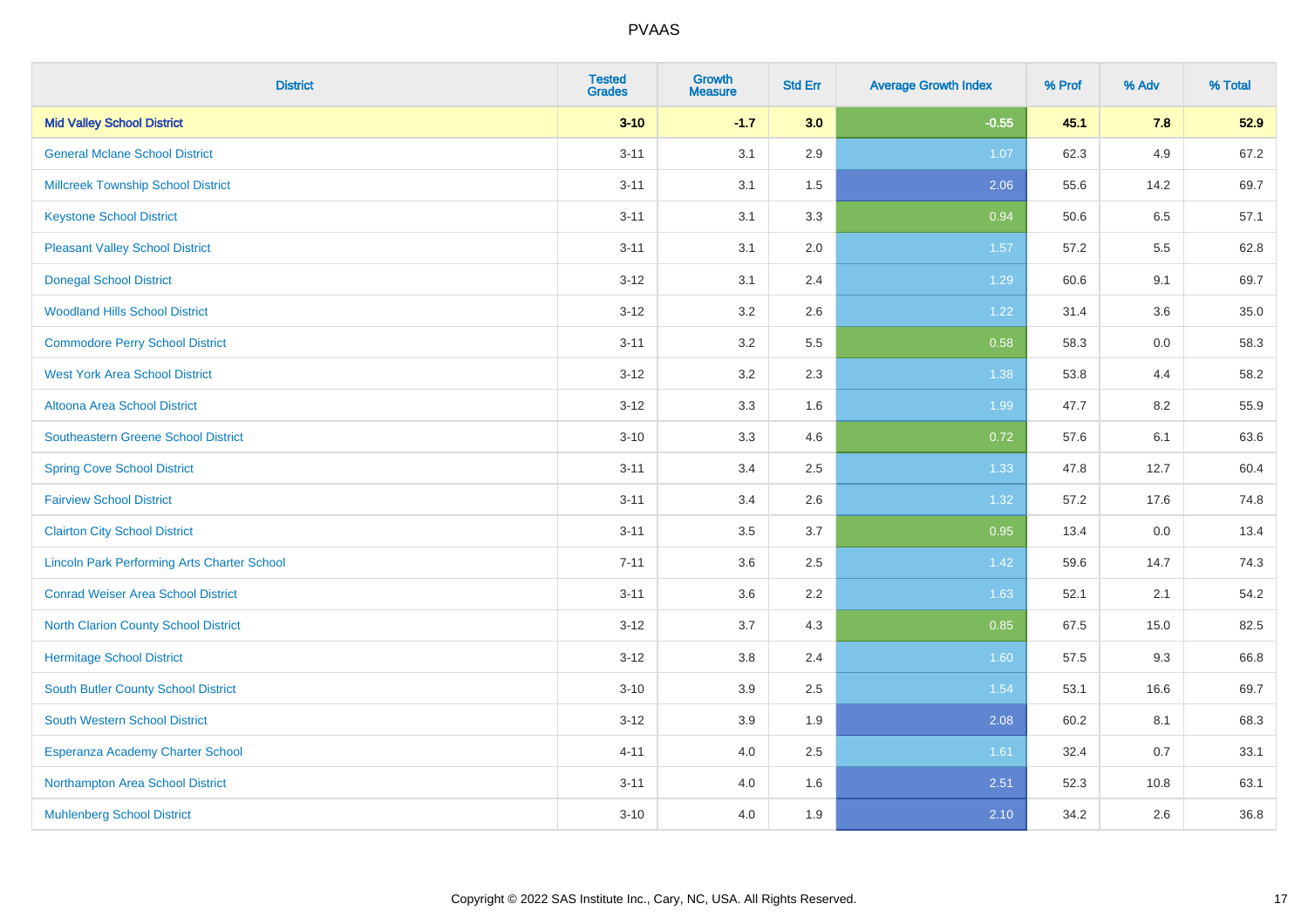PVAAS

| District | Tested Grades | Growth Measure | Std Err | Average Growth Index | % Prof | % Adv | % Total |
|---|---|---|---|---|---|---|---|
| **Mid Valley School District** | **3-10** | **-1.7** | **3.0** | **-0.55** | **45.1** | **7.8** | **52.9** |
| General Mclane School District | 3-11 | 3.1 | 2.9 | 1.07 | 62.3 | 4.9 | 67.2 |
| Millcreek Township School District | 3-11 | 3.1 | 1.5 | 2.06 | 55.6 | 14.2 | 69.7 |
| Keystone School District | 3-11 | 3.1 | 3.3 | 0.94 | 50.6 | 6.5 | 57.1 |
| Pleasant Valley School District | 3-11 | 3.1 | 2.0 | 1.57 | 57.2 | 5.5 | 62.8 |
| Donegal School District | 3-12 | 3.1 | 2.4 | 1.29 | 60.6 | 9.1 | 69.7 |
| Woodland Hills School District | 3-12 | 3.2 | 2.6 | 1.22 | 31.4 | 3.6 | 35.0 |
| Commodore Perry School District | 3-11 | 3.2 | 5.5 | 0.58 | 58.3 | 0.0 | 58.3 |
| West York Area School District | 3-12 | 3.2 | 2.3 | 1.38 | 53.8 | 4.4 | 58.2 |
| Altoona Area School District | 3-12 | 3.3 | 1.6 | 1.99 | 47.7 | 8.2 | 55.9 |
| Southeastern Greene School District | 3-10 | 3.3 | 4.6 | 0.72 | 57.6 | 6.1 | 63.6 |
| Spring Cove School District | 3-11 | 3.4 | 2.5 | 1.33 | 47.8 | 12.7 | 60.4 |
| Fairview School District | 3-11 | 3.4 | 2.6 | 1.32 | 57.2 | 17.6 | 74.8 |
| Clairton City School District | 3-11 | 3.5 | 3.7 | 0.95 | 13.4 | 0.0 | 13.4 |
| Lincoln Park Performing Arts Charter School | 7-11 | 3.6 | 2.5 | 1.42 | 59.6 | 14.7 | 74.3 |
| Conrad Weiser Area School District | 3-11 | 3.6 | 2.2 | 1.63 | 52.1 | 2.1 | 54.2 |
| North Clarion County School District | 3-12 | 3.7 | 4.3 | 0.85 | 67.5 | 15.0 | 82.5 |
| Hermitage School District | 3-12 | 3.8 | 2.4 | 1.60 | 57.5 | 9.3 | 66.8 |
| South Butler County School District | 3-10 | 3.9 | 2.5 | 1.54 | 53.1 | 16.6 | 69.7 |
| South Western School District | 3-12 | 3.9 | 1.9 | 2.08 | 60.2 | 8.1 | 68.3 |
| Esperanza Academy Charter School | 4-11 | 4.0 | 2.5 | 1.61 | 32.4 | 0.7 | 33.1 |
| Northampton Area School District | 3-11 | 4.0 | 1.6 | 2.51 | 52.3 | 10.8 | 63.1 |
| Muhlenberg School District | 3-10 | 4.0 | 1.9 | 2.10 | 34.2 | 2.6 | 36.8 |

Copyright © 2022 SAS Institute Inc., Cary, NC, USA. All Rights Reserved.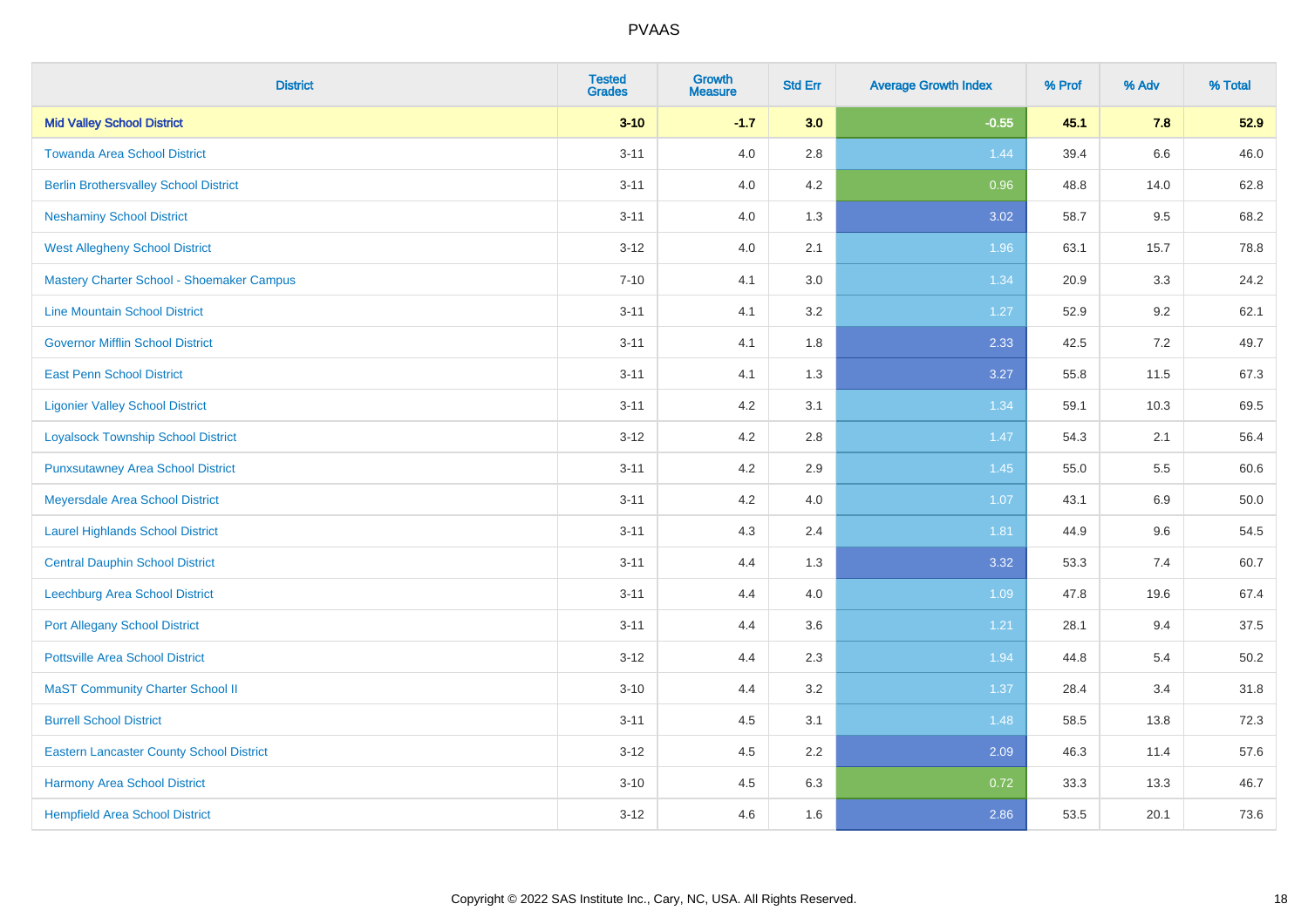| District | Tested Grades | Growth Measure | Std Err | Average Growth Index | % Prof | % Adv | % Total |
|---|---|---|---|---|---|---|---|
| **Mid Valley School District** | **3-10** | **-1.7** | **3.0** | **-0.55** | **45.1** | **7.8** | **52.9** |
| Towanda Area School District | 3-11 | 4.0 | 2.8 | 1.44 | 39.4 | 6.6 | 46.0 |
| Berlin Brothersvalley School District | 3-11 | 4.0 | 4.2 | 0.96 | 48.8 | 14.0 | 62.8 |
| Neshaminy School District | 3-11 | 4.0 | 1.3 | 3.02 | 58.7 | 9.5 | 68.2 |
| West Allegheny School District | 3-12 | 4.0 | 2.1 | 1.96 | 63.1 | 15.7 | 78.8 |
| Mastery Charter School - Shoemaker Campus | 7-10 | 4.1 | 3.0 | 1.34 | 20.9 | 3.3 | 24.2 |
| Line Mountain School District | 3-11 | 4.1 | 3.2 | 1.27 | 52.9 | 9.2 | 62.1 |
| Governor Mifflin School District | 3-11 | 4.1 | 1.8 | 2.33 | 42.5 | 7.2 | 49.7 |
| East Penn School District | 3-11 | 4.1 | 1.3 | 3.27 | 55.8 | 11.5 | 67.3 |
| Ligonier Valley School District | 3-11 | 4.2 | 3.1 | 1.34 | 59.1 | 10.3 | 69.5 |
| Loyalsock Township School District | 3-12 | 4.2 | 2.8 | 1.47 | 54.3 | 2.1 | 56.4 |
| Punxsutawney Area School District | 3-11 | 4.2 | 2.9 | 1.45 | 55.0 | 5.5 | 60.6 |
| Meyersdale Area School District | 3-11 | 4.2 | 4.0 | 1.07 | 43.1 | 6.9 | 50.0 |
| Laurel Highlands School District | 3-11 | 4.3 | 2.4 | 1.81 | 44.9 | 9.6 | 54.5 |
| Central Dauphin School District | 3-11 | 4.4 | 1.3 | 3.32 | 53.3 | 7.4 | 60.7 |
| Leechburg Area School District | 3-11 | 4.4 | 4.0 | 1.09 | 47.8 | 19.6 | 67.4 |
| Port Allegany School District | 3-11 | 4.4 | 3.6 | 1.21 | 28.1 | 9.4 | 37.5 |
| Pottsville Area School District | 3-12 | 4.4 | 2.3 | 1.94 | 44.8 | 5.4 | 50.2 |
| MaST Community Charter School II | 3-10 | 4.4 | 3.2 | 1.37 | 28.4 | 3.4 | 31.8 |
| Burrell School District | 3-11 | 4.5 | 3.1 | 1.48 | 58.5 | 13.8 | 72.3 |
| Eastern Lancaster County School District | 3-12 | 4.5 | 2.2 | 2.09 | 46.3 | 11.4 | 57.6 |
| Harmony Area School District | 3-10 | 4.5 | 6.3 | 0.72 | 33.3 | 13.3 | 46.7 |
| Hempfield Area School District | 3-12 | 4.6 | 1.6 | 2.86 | 53.5 | 20.1 | 73.6 |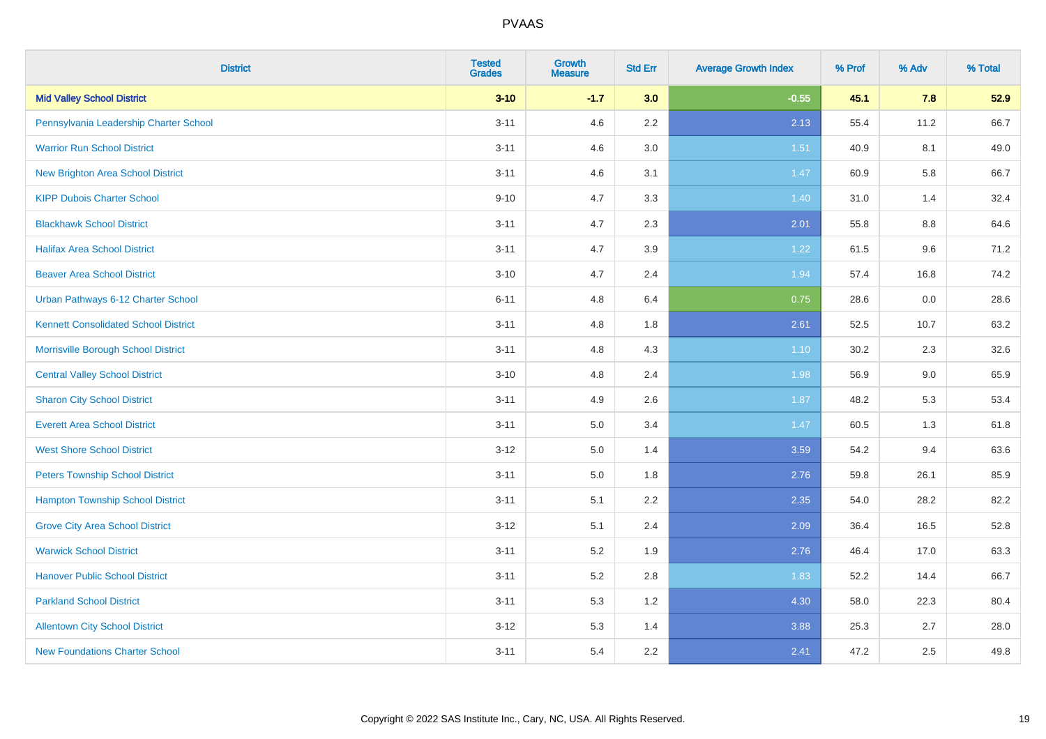| District | Tested Grades | Growth Measure | Std Err | Average Growth Index | % Prof | % Adv | % Total |
|---|---|---|---|---|---|---|---|
| **Mid Valley School District** | **3-10** | **-1.7** | **3.0** | **-0.55** | **45.1** | **7.8** | **52.9** |
| Pennsylvania Leadership Charter School | 3-11 | 4.6 | 2.2 | 2.13 | 55.4 | 11.2 | 66.7 |
| Warrior Run School District | 3-11 | 4.6 | 3.0 | 1.51 | 40.9 | 8.1 | 49.0 |
| New Brighton Area School District | 3-11 | 4.6 | 3.1 | 1.47 | 60.9 | 5.8 | 66.7 |
| KIPP Dubois Charter School | 9-10 | 4.7 | 3.3 | 1.40 | 31.0 | 1.4 | 32.4 |
| Blackhawk School District | 3-11 | 4.7 | 2.3 | 2.01 | 55.8 | 8.8 | 64.6 |
| Halifax Area School District | 3-11 | 4.7 | 3.9 | 1.22 | 61.5 | 9.6 | 71.2 |
| Beaver Area School District | 3-10 | 4.7 | 2.4 | 1.94 | 57.4 | 16.8 | 74.2 |
| Urban Pathways 6-12 Charter School | 6-11 | 4.8 | 6.4 | 0.75 | 28.6 | 0.0 | 28.6 |
| Kennett Consolidated School District | 3-11 | 4.8 | 1.8 | 2.61 | 52.5 | 10.7 | 63.2 |
| Morrisville Borough School District | 3-11 | 4.8 | 4.3 | 1.10 | 30.2 | 2.3 | 32.6 |
| Central Valley School District | 3-10 | 4.8 | 2.4 | 1.98 | 56.9 | 9.0 | 65.9 |
| Sharon City School District | 3-11 | 4.9 | 2.6 | 1.87 | 48.2 | 5.3 | 53.4 |
| Everett Area School District | 3-11 | 5.0 | 3.4 | 1.47 | 60.5 | 1.3 | 61.8 |
| West Shore School District | 3-12 | 5.0 | 1.4 | 3.59 | 54.2 | 9.4 | 63.6 |
| Peters Township School District | 3-11 | 5.0 | 1.8 | 2.76 | 59.8 | 26.1 | 85.9 |
| Hampton Township School District | 3-11 | 5.1 | 2.2 | 2.35 | 54.0 | 28.2 | 82.2 |
| Grove City Area School District | 3-12 | 5.1 | 2.4 | 2.09 | 36.4 | 16.5 | 52.8 |
| Warwick School District | 3-11 | 5.2 | 1.9 | 2.76 | 46.4 | 17.0 | 63.3 |
| Hanover Public School District | 3-11 | 5.2 | 2.8 | 1.83 | 52.2 | 14.4 | 66.7 |
| Parkland School District | 3-11 | 5.3 | 1.2 | 4.30 | 58.0 | 22.3 | 80.4 |
| Allentown City School District | 3-12 | 5.3 | 1.4 | 3.88 | 25.3 | 2.7 | 28.0 |
| New Foundations Charter School | 3-11 | 5.4 | 2.2 | 2.41 | 47.2 | 2.5 | 49.8 |

Copyright © 2022 SAS Institute Inc., Cary, NC, USA. All Rights Reserved.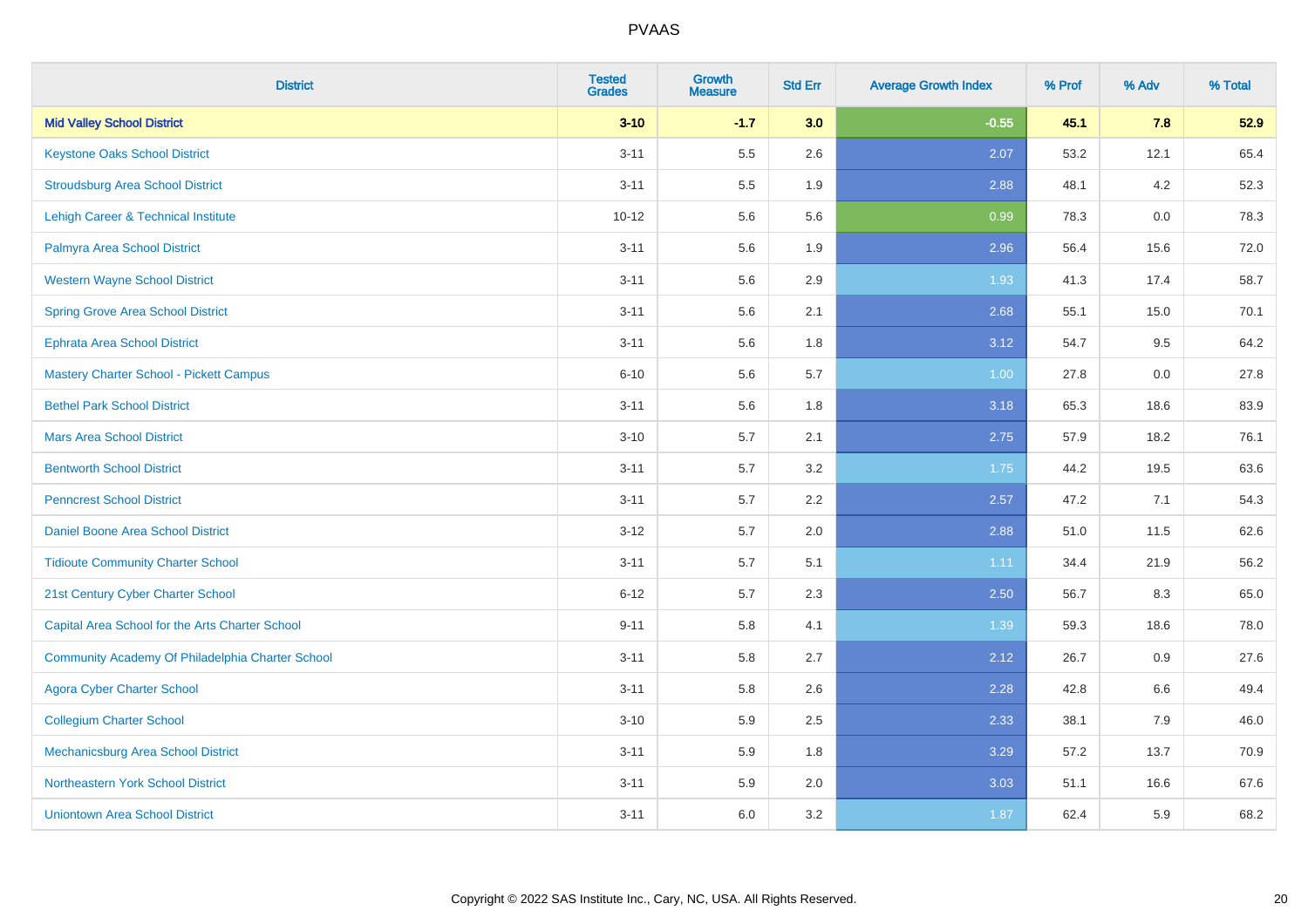# PVAAS

| District | Tested Grades | Growth Measure | Std Err | Average Growth Index | % Prof | % Adv | % Total |
|---|---|---|---|---|---|---|---|
| **Mid Valley School District** | **3-10** | **-1.7** | **3.0** | **-0.55** | **45.1** | **7.8** | **52.9** |
| Keystone Oaks School District | 3-11 | 5.5 | 2.6 | 2.07 | 53.2 | 12.1 | 65.4 |
| Stroudsburg Area School District | 3-11 | 5.5 | 1.9 | 2.88 | 48.1 | 4.2 | 52.3 |
| Lehigh Career & Technical Institute | 10-12 | 5.6 | 5.6 | 0.99 | 78.3 | 0.0 | 78.3 |
| Palmyra Area School District | 3-11 | 5.6 | 1.9 | 2.96 | 56.4 | 15.6 | 72.0 |
| Western Wayne School District | 3-11 | 5.6 | 2.9 | 1.93 | 41.3 | 17.4 | 58.7 |
| Spring Grove Area School District | 3-11 | 5.6 | 2.1 | 2.68 | 55.1 | 15.0 | 70.1 |
| Ephrata Area School District | 3-11 | 5.6 | 1.8 | 3.12 | 54.7 | 9.5 | 64.2 |
| Mastery Charter School - Pickett Campus | 6-10 | 5.6 | 5.7 | 1.00 | 27.8 | 0.0 | 27.8 |
| Bethel Park School District | 3-11 | 5.6 | 1.8 | 3.18 | 65.3 | 18.6 | 83.9 |
| Mars Area School District | 3-10 | 5.7 | 2.1 | 2.75 | 57.9 | 18.2 | 76.1 |
| Bentworth School District | 3-11 | 5.7 | 3.2 | 1.75 | 44.2 | 19.5 | 63.6 |
| Penncrest School District | 3-11 | 5.7 | 2.2 | 2.57 | 47.2 | 7.1 | 54.3 |
| Daniel Boone Area School District | 3-12 | 5.7 | 2.0 | 2.88 | 51.0 | 11.5 | 62.6 |
| Tidioute Community Charter School | 3-11 | 5.7 | 5.1 | 1.11 | 34.4 | 21.9 | 56.2 |
| 21st Century Cyber Charter School | 6-12 | 5.7 | 2.3 | 2.50 | 56.7 | 8.3 | 65.0 |
| Capital Area School for the Arts Charter School | 9-11 | 5.8 | 4.1 | 1.39 | 59.3 | 18.6 | 78.0 |
| Community Academy Of Philadelphia Charter School | 3-11 | 5.8 | 2.7 | 2.12 | 26.7 | 0.9 | 27.6 |
| Agora Cyber Charter School | 3-11 | 5.8 | 2.6 | 2.28 | 42.8 | 6.6 | 49.4 |
| Collegium Charter School | 3-10 | 5.9 | 2.5 | 2.33 | 38.1 | 7.9 | 46.0 |
| Mechanicsburg Area School District | 3-11 | 5.9 | 1.8 | 3.29 | 57.2 | 13.7 | 70.9 |
| Northeastern York School District | 3-11 | 5.9 | 2.0 | 3.03 | 51.1 | 16.6 | 67.6 |
| Uniontown Area School District | 3-11 | 6.0 | 3.2 | 1.87 | 62.4 | 5.9 | 68.2 |

Copyright © 2022 SAS Institute Inc., Cary, NC, USA. All Rights Reserved.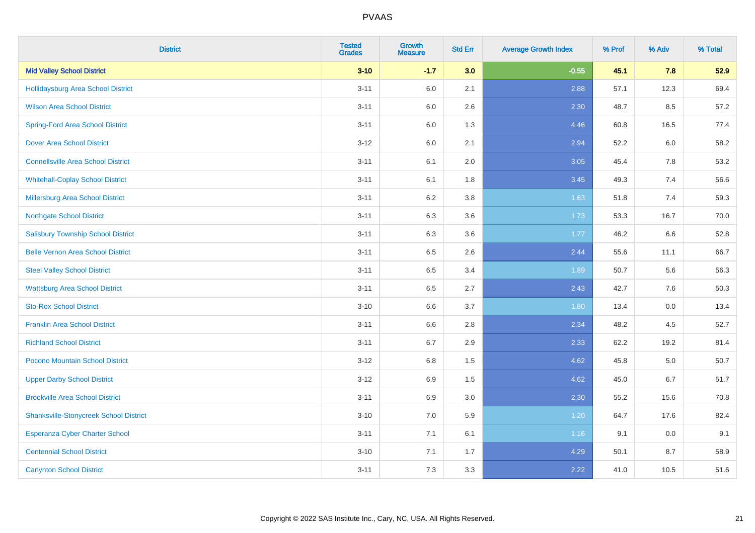PVAAS

| District | Tested Grades | Growth Measure | Std Err | Average Growth Index | % Prof | % Adv | % Total |
|---|---|---|---|---|---|---|---|
| **Mid Valley School District** | **3-10** | **-1.7** | **3.0** | **-0.55** | **45.1** | **7.8** | **52.9** |
| Hollidaysburg Area School District | 3-11 | 6.0 | 2.1 | 2.88 | 57.1 | 12.3 | 69.4 |
| Wilson Area School District | 3-11 | 6.0 | 2.6 | 2.30 | 48.7 | 8.5 | 57.2 |
| Spring-Ford Area School District | 3-11 | 6.0 | 1.3 | 4.46 | 60.8 | 16.5 | 77.4 |
| Dover Area School District | 3-12 | 6.0 | 2.1 | 2.94 | 52.2 | 6.0 | 58.2 |
| Connellsville Area School District | 3-11 | 6.1 | 2.0 | 3.05 | 45.4 | 7.8 | 53.2 |
| Whitehall-Coplay School District | 3-11 | 6.1 | 1.8 | 3.45 | 49.3 | 7.4 | 56.6 |
| Millersburg Area School District | 3-11 | 6.2 | 3.8 | 1.63 | 51.8 | 7.4 | 59.3 |
| Northgate School District | 3-11 | 6.3 | 3.6 | 1.73 | 53.3 | 16.7 | 70.0 |
| Salisbury Township School District | 3-11 | 6.3 | 3.6 | 1.77 | 46.2 | 6.6 | 52.8 |
| Belle Vernon Area School District | 3-11 | 6.5 | 2.6 | 2.44 | 55.6 | 11.1 | 66.7 |
| Steel Valley School District | 3-11 | 6.5 | 3.4 | 1.89 | 50.7 | 5.6 | 56.3 |
| Wattsburg Area School District | 3-11 | 6.5 | 2.7 | 2.43 | 42.7 | 7.6 | 50.3 |
| Sto-Rox School District | 3-10 | 6.6 | 3.7 | 1.80 | 13.4 | 0.0 | 13.4 |
| Franklin Area School District | 3-11 | 6.6 | 2.8 | 2.34 | 48.2 | 4.5 | 52.7 |
| Richland School District | 3-11 | 6.7 | 2.9 | 2.33 | 62.2 | 19.2 | 81.4 |
| Pocono Mountain School District | 3-12 | 6.8 | 1.5 | 4.62 | 45.8 | 5.0 | 50.7 |
| Upper Darby School District | 3-12 | 6.9 | 1.5 | 4.62 | 45.0 | 6.7 | 51.7 |
| Brookville Area School District | 3-11 | 6.9 | 3.0 | 2.30 | 55.2 | 15.6 | 70.8 |
| Shanksville-Stonycreek School District | 3-10 | 7.0 | 5.9 | 1.20 | 64.7 | 17.6 | 82.4 |
| Esperanza Cyber Charter School | 3-11 | 7.1 | 6.1 | 1.16 | 9.1 | 0.0 | 9.1 |
| Centennial School District | 3-10 | 7.1 | 1.7 | 4.29 | 50.1 | 8.7 | 58.9 |
| Carlynton School District | 3-11 | 7.3 | 3.3 | 2.22 | 41.0 | 10.5 | 51.6 |

Copyright © 2022 SAS Institute Inc., Cary, NC, USA. All Rights Reserved.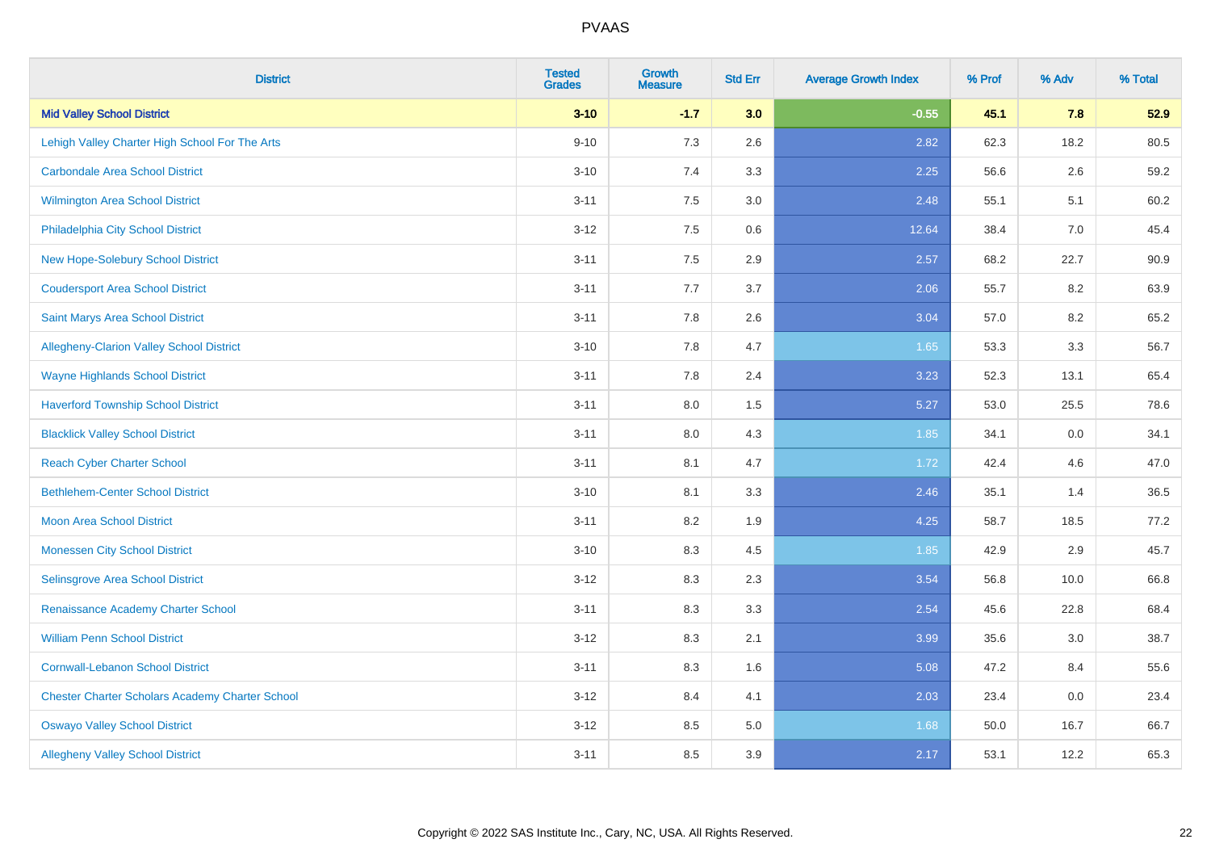| District | Tested Grades | Growth Measure | Std Err | Average Growth Index | % Prof | % Adv | % Total |
|---|---|---|---|---|---|---|---|
| **Mid Valley School District** | **3-10** | **-1.7** | **3.0** | **-0.55** | **45.1** | **7.8** | **52.9** |
| Lehigh Valley Charter High School For The Arts | 9-10 | 7.3 | 2.6 | 2.82 | 62.3 | 18.2 | 80.5 |
| Carbondale Area School District | 3-10 | 7.4 | 3.3 | 2.25 | 56.6 | 2.6 | 59.2 |
| Wilmington Area School District | 3-11 | 7.5 | 3.0 | 2.48 | 55.1 | 5.1 | 60.2 |
| Philadelphia City School District | 3-12 | 7.5 | 0.6 | 12.64 | 38.4 | 7.0 | 45.4 |
| New Hope-Solebury School District | 3-11 | 7.5 | 2.9 | 2.57 | 68.2 | 22.7 | 90.9 |
| Coudersport Area School District | 3-11 | 7.7 | 3.7 | 2.06 | 55.7 | 8.2 | 63.9 |
| Saint Marys Area School District | 3-11 | 7.8 | 2.6 | 3.04 | 57.0 | 8.2 | 65.2 |
| Allegheny-Clarion Valley School District | 3-10 | 7.8 | 4.7 | 1.65 | 53.3 | 3.3 | 56.7 |
| Wayne Highlands School District | 3-11 | 7.8 | 2.4 | 3.23 | 52.3 | 13.1 | 65.4 |
| Haverford Township School District | 3-11 | 8.0 | 1.5 | 5.27 | 53.0 | 25.5 | 78.6 |
| Blacklick Valley School District | 3-11 | 8.0 | 4.3 | 1.85 | 34.1 | 0.0 | 34.1 |
| Reach Cyber Charter School | 3-11 | 8.1 | 4.7 | 1.72 | 42.4 | 4.6 | 47.0 |
| Bethlehem-Center School District | 3-10 | 8.1 | 3.3 | 2.46 | 35.1 | 1.4 | 36.5 |
| Moon Area School District | 3-11 | 8.2 | 1.9 | 4.25 | 58.7 | 18.5 | 77.2 |
| Monessen City School District | 3-10 | 8.3 | 4.5 | 1.85 | 42.9 | 2.9 | 45.7 |
| Selinsgrove Area School District | 3-12 | 8.3 | 2.3 | 3.54 | 56.8 | 10.0 | 66.8 |
| Renaissance Academy Charter School | 3-11 | 8.3 | 3.3 | 2.54 | 45.6 | 22.8 | 68.4 |
| William Penn School District | 3-12 | 8.3 | 2.1 | 3.99 | 35.6 | 3.0 | 38.7 |
| Cornwall-Lebanon School District | 3-11 | 8.3 | 1.6 | 5.08 | 47.2 | 8.4 | 55.6 |
| Chester Charter Scholars Academy Charter School | 3-12 | 8.4 | 4.1 | 2.03 | 23.4 | 0.0 | 23.4 |
| Oswayo Valley School District | 3-12 | 8.5 | 5.0 | 1.68 | 50.0 | 16.7 | 66.7 |
| Allegheny Valley School District | 3-11 | 8.5 | 3.9 | 2.17 | 53.1 | 12.2 | 65.3 |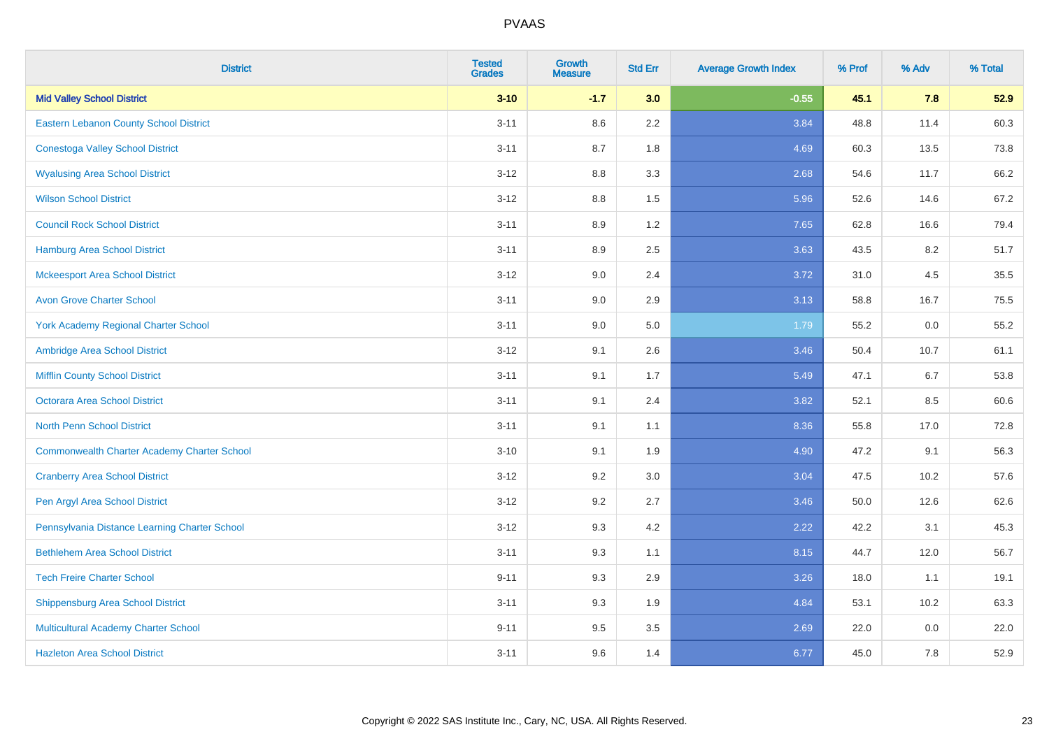# PVAAS

| District | Tested Grades | Growth Measure | Std Err | Average Growth Index | % Prof | % Adv | % Total |
|---|---|---|---|---|---|---|---|
| **Mid Valley School District** | **3-10** | **-1.7** | **3.0** | **-0.55** | **45.1** | **7.8** | **52.9** |
| Eastern Lebanon County School District | 3-11 | 8.6 | 2.2 | 3.84 | 48.8 | 11.4 | 60.3 |
| Conestoga Valley School District | 3-11 | 8.7 | 1.8 | 4.69 | 60.3 | 13.5 | 73.8 |
| Wyalusing Area School District | 3-12 | 8.8 | 3.3 | 2.68 | 54.6 | 11.7 | 66.2 |
| Wilson School District | 3-12 | 8.8 | 1.5 | 5.96 | 52.6 | 14.6 | 67.2 |
| Council Rock School District | 3-11 | 8.9 | 1.2 | 7.65 | 62.8 | 16.6 | 79.4 |
| Hamburg Area School District | 3-11 | 8.9 | 2.5 | 3.63 | 43.5 | 8.2 | 51.7 |
| Mckeesport Area School District | 3-12 | 9.0 | 2.4 | 3.72 | 31.0 | 4.5 | 35.5 |
| Avon Grove Charter School | 3-11 | 9.0 | 2.9 | 3.13 | 58.8 | 16.7 | 75.5 |
| York Academy Regional Charter School | 3-11 | 9.0 | 5.0 | 1.79 | 55.2 | 0.0 | 55.2 |
| Ambridge Area School District | 3-12 | 9.1 | 2.6 | 3.46 | 50.4 | 10.7 | 61.1 |
| Mifflin County School District | 3-11 | 9.1 | 1.7 | 5.49 | 47.1 | 6.7 | 53.8 |
| Octorara Area School District | 3-11 | 9.1 | 2.4 | 3.82 | 52.1 | 8.5 | 60.6 |
| North Penn School District | 3-11 | 9.1 | 1.1 | 8.36 | 55.8 | 17.0 | 72.8 |
| Commonwealth Charter Academy Charter School | 3-10 | 9.1 | 1.9 | 4.90 | 47.2 | 9.1 | 56.3 |
| Cranberry Area School District | 3-12 | 9.2 | 3.0 | 3.04 | 47.5 | 10.2 | 57.6 |
| Pen Argyl Area School District | 3-12 | 9.2 | 2.7 | 3.46 | 50.0 | 12.6 | 62.6 |
| Pennsylvania Distance Learning Charter School | 3-12 | 9.3 | 4.2 | 2.22 | 42.2 | 3.1 | 45.3 |
| Bethlehem Area School District | 3-11 | 9.3 | 1.1 | 8.15 | 44.7 | 12.0 | 56.7 |
| Tech Freire Charter School | 9-11 | 9.3 | 2.9 | 3.26 | 18.0 | 1.1 | 19.1 |
| Shippensburg Area School District | 3-11 | 9.3 | 1.9 | 4.84 | 53.1 | 10.2 | 63.3 |
| Multicultural Academy Charter School | 9-11 | 9.5 | 3.5 | 2.69 | 22.0 | 0.0 | 22.0 |
| Hazleton Area School District | 3-11 | 9.6 | 1.4 | 6.77 | 45.0 | 7.8 | 52.9 |

Copyright © 2022 SAS Institute Inc., Cary, NC, USA. All Rights Reserved.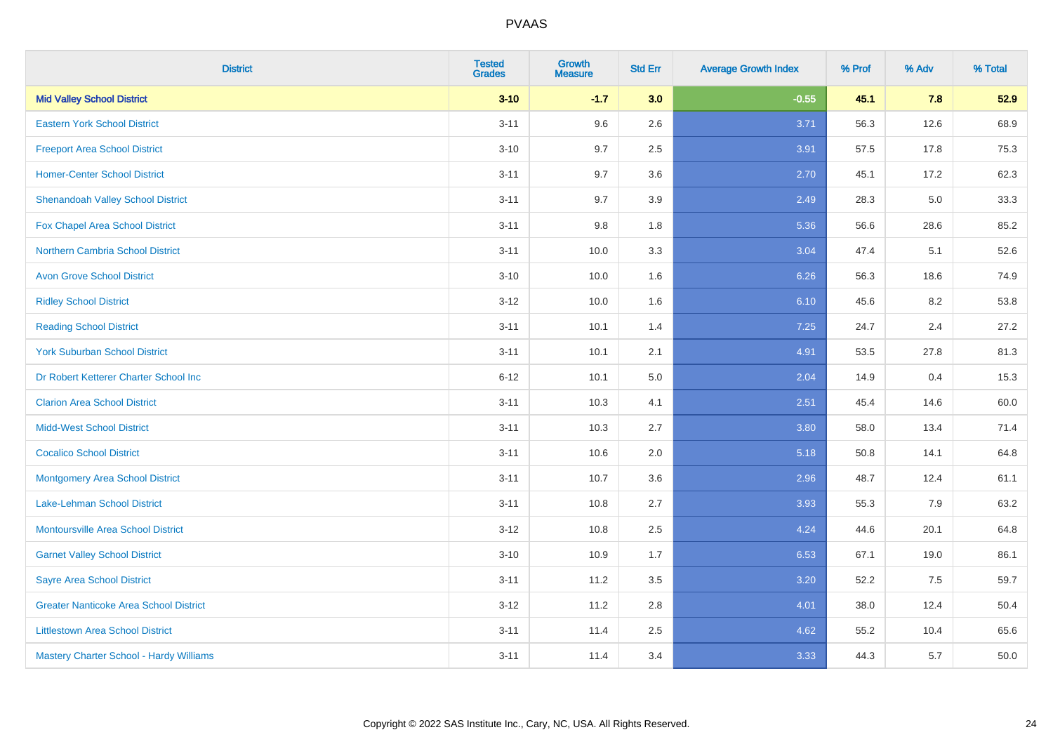# PVAAS

| District | Tested Grades | Growth Measure | Std Err | Average Growth Index | % Prof | % Adv | % Total |
|---|---|---|---|---|---|---|---|
| **Mid Valley School District** | **3-10** | **-1.7** | **3.0** | **-0.55** | **45.1** | **7.8** | **52.9** |
| Eastern York School District | 3-11 | 9.6 | 2.6 | 3.71 | 56.3 | 12.6 | 68.9 |
| Freeport Area School District | 3-10 | 9.7 | 2.5 | 3.91 | 57.5 | 17.8 | 75.3 |
| Homer-Center School District | 3-11 | 9.7 | 3.6 | 2.70 | 45.1 | 17.2 | 62.3 |
| Shenandoah Valley School District | 3-11 | 9.7 | 3.9 | 2.49 | 28.3 | 5.0 | 33.3 |
| Fox Chapel Area School District | 3-11 | 9.8 | 1.8 | 5.36 | 56.6 | 28.6 | 85.2 |
| Northern Cambria School District | 3-11 | 10.0 | 3.3 | 3.04 | 47.4 | 5.1 | 52.6 |
| Avon Grove School District | 3-10 | 10.0 | 1.6 | 6.26 | 56.3 | 18.6 | 74.9 |
| Ridley School District | 3-12 | 10.0 | 1.6 | 6.10 | 45.6 | 8.2 | 53.8 |
| Reading School District | 3-11 | 10.1 | 1.4 | 7.25 | 24.7 | 2.4 | 27.2 |
| York Suburban School District | 3-11 | 10.1 | 2.1 | 4.91 | 53.5 | 27.8 | 81.3 |
| Dr Robert Ketterer Charter School Inc | 6-12 | 10.1 | 5.0 | 2.04 | 14.9 | 0.4 | 15.3 |
| Clarion Area School District | 3-11 | 10.3 | 4.1 | 2.51 | 45.4 | 14.6 | 60.0 |
| Midd-West School District | 3-11 | 10.3 | 2.7 | 3.80 | 58.0 | 13.4 | 71.4 |
| Cocalico School District | 3-11 | 10.6 | 2.0 | 5.18 | 50.8 | 14.1 | 64.8 |
| Montgomery Area School District | 3-11 | 10.7 | 3.6 | 2.96 | 48.7 | 12.4 | 61.1 |
| Lake-Lehman School District | 3-11 | 10.8 | 2.7 | 3.93 | 55.3 | 7.9 | 63.2 |
| Montoursville Area School District | 3-12 | 10.8 | 2.5 | 4.24 | 44.6 | 20.1 | 64.8 |
| Garnet Valley School District | 3-10 | 10.9 | 1.7 | 6.53 | 67.1 | 19.0 | 86.1 |
| Sayre Area School District | 3-11 | 11.2 | 3.5 | 3.20 | 52.2 | 7.5 | 59.7 |
| Greater Nanticoke Area School District | 3-12 | 11.2 | 2.8 | 4.01 | 38.0 | 12.4 | 50.4 |
| Littlestown Area School District | 3-11 | 11.4 | 2.5 | 4.62 | 55.2 | 10.4 | 65.6 |
| Mastery Charter School - Hardy Williams | 3-11 | 11.4 | 3.4 | 3.33 | 44.3 | 5.7 | 50.0 |

Copyright © 2022 SAS Institute Inc., Cary, NC, USA. All Rights Reserved.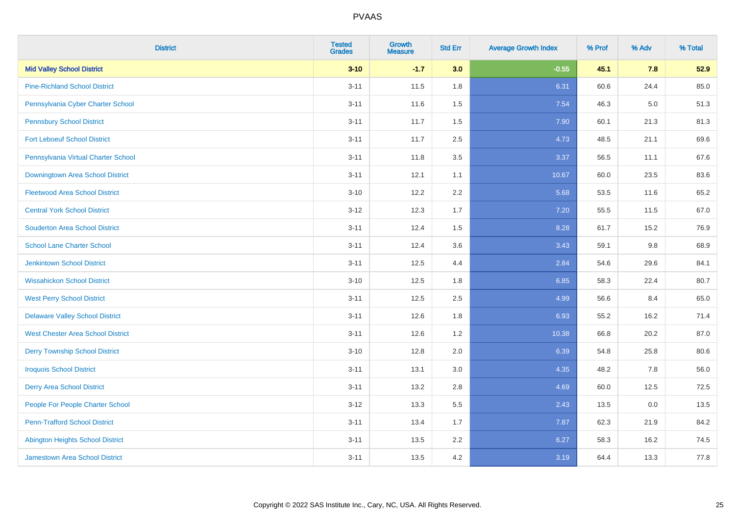PVAAS

| District | Tested Grades | Growth Measure | Std Err | Average Growth Index | % Prof | % Adv | % Total |
|---|---|---|---|---|---|---|---|
| **Mid Valley School District** | **3-10** | **-1.7** | **3.0** | **-0.55** | **45.1** | **7.8** | **52.9** |
| Pine-Richland School District | 3-11 | 11.5 | 1.8 | 6.31 | 60.6 | 24.4 | 85.0 |
| Pennsylvania Cyber Charter School | 3-11 | 11.6 | 1.5 | 7.54 | 46.3 | 5.0 | 51.3 |
| Pennsbury School District | 3-11 | 11.7 | 1.5 | 7.90 | 60.1 | 21.3 | 81.3 |
| Fort Leboeuf School District | 3-11 | 11.7 | 2.5 | 4.73 | 48.5 | 21.1 | 69.6 |
| Pennsylvania Virtual Charter School | 3-11 | 11.8 | 3.5 | 3.37 | 56.5 | 11.1 | 67.6 |
| Downingtown Area School District | 3-11 | 12.1 | 1.1 | 10.67 | 60.0 | 23.5 | 83.6 |
| Fleetwood Area School District | 3-10 | 12.2 | 2.2 | 5.68 | 53.5 | 11.6 | 65.2 |
| Central York School District | 3-12 | 12.3 | 1.7 | 7.20 | 55.5 | 11.5 | 67.0 |
| Souderton Area School District | 3-11 | 12.4 | 1.5 | 8.28 | 61.7 | 15.2 | 76.9 |
| School Lane Charter School | 3-11 | 12.4 | 3.6 | 3.43 | 59.1 | 9.8 | 68.9 |
| Jenkintown School District | 3-11 | 12.5 | 4.4 | 2.84 | 54.6 | 29.6 | 84.1 |
| Wissahickon School District | 3-10 | 12.5 | 1.8 | 6.85 | 58.3 | 22.4 | 80.7 |
| West Perry School District | 3-11 | 12.5 | 2.5 | 4.99 | 56.6 | 8.4 | 65.0 |
| Delaware Valley School District | 3-11 | 12.6 | 1.8 | 6.93 | 55.2 | 16.2 | 71.4 |
| West Chester Area School District | 3-11 | 12.6 | 1.2 | 10.38 | 66.8 | 20.2 | 87.0 |
| Derry Township School District | 3-10 | 12.8 | 2.0 | 6.39 | 54.8 | 25.8 | 80.6 |
| Iroquois School District | 3-11 | 13.1 | 3.0 | 4.35 | 48.2 | 7.8 | 56.0 |
| Derry Area School District | 3-11 | 13.2 | 2.8 | 4.69 | 60.0 | 12.5 | 72.5 |
| People For People Charter School | 3-12 | 13.3 | 5.5 | 2.43 | 13.5 | 0.0 | 13.5 |
| Penn-Trafford School District | 3-11 | 13.4 | 1.7 | 7.87 | 62.3 | 21.9 | 84.2 |
| Abington Heights School District | 3-11 | 13.5 | 2.2 | 6.27 | 58.3 | 16.2 | 74.5 |
| Jamestown Area School District | 3-11 | 13.5 | 4.2 | 3.19 | 64.4 | 13.3 | 77.8 |

Copyright © 2022 SAS Institute Inc., Cary, NC, USA. All Rights Reserved.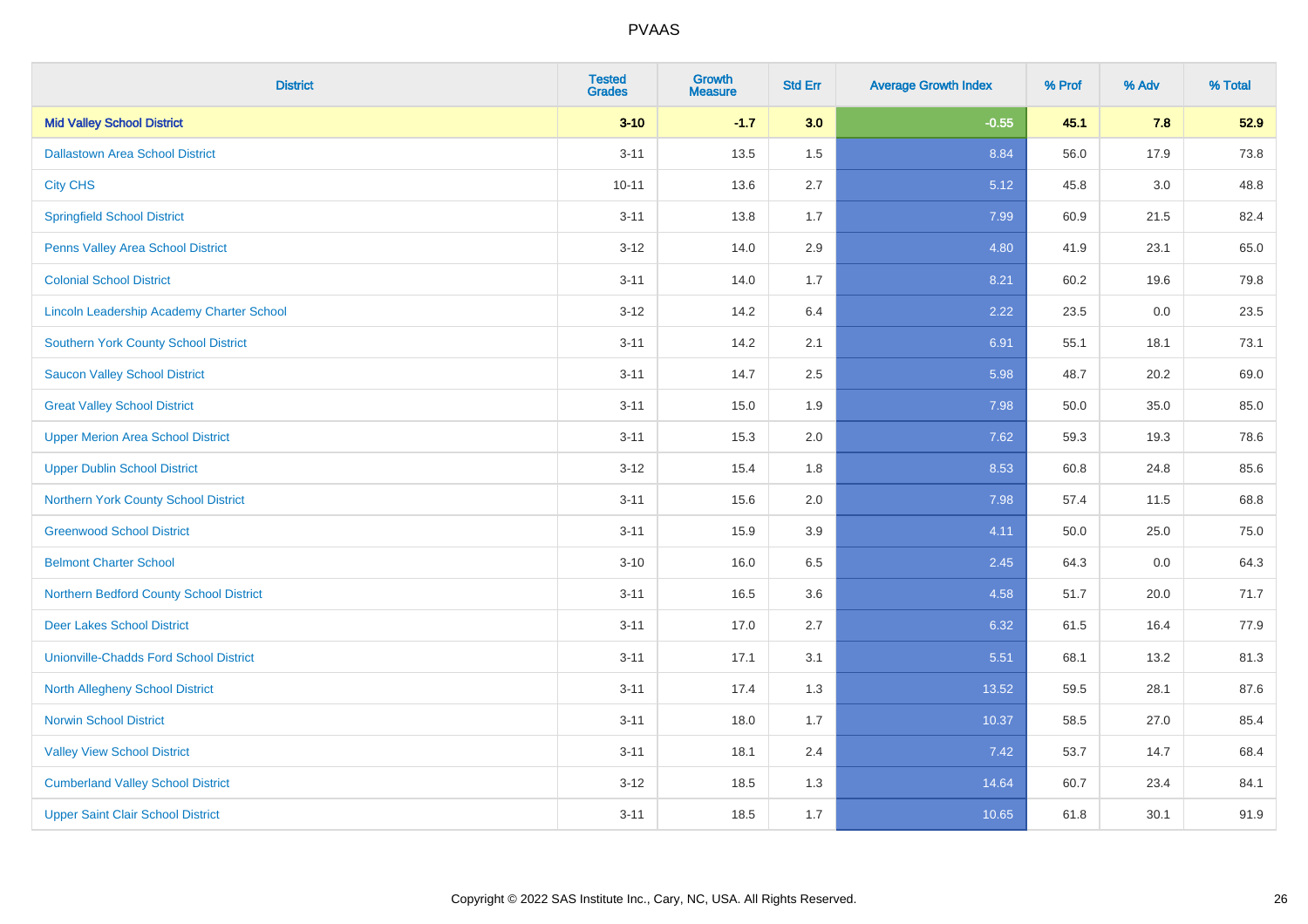# PVAAS

| District | Tested Grades | Growth Measure | Std Err | Average Growth Index | % Prof | % Adv | % Total |
|---|---|---|---|---|---|---|---|
| **Mid Valley School District** | **3-10** | **-1.7** | **3.0** | **-0.55** | **45.1** | **7.8** | **52.9** |
| Dallastown Area School District | 3-11 | 13.5 | 1.5 | 8.84 | 56.0 | 17.9 | 73.8 |
| City CHS | 10-11 | 13.6 | 2.7 | 5.12 | 45.8 | 3.0 | 48.8 |
| Springfield School District | 3-11 | 13.8 | 1.7 | 7.99 | 60.9 | 21.5 | 82.4 |
| Penns Valley Area School District | 3-12 | 14.0 | 2.9 | 4.80 | 41.9 | 23.1 | 65.0 |
| Colonial School District | 3-11 | 14.0 | 1.7 | 8.21 | 60.2 | 19.6 | 79.8 |
| Lincoln Leadership Academy Charter School | 3-12 | 14.2 | 6.4 | 2.22 | 23.5 | 0.0 | 23.5 |
| Southern York County School District | 3-11 | 14.2 | 2.1 | 6.91 | 55.1 | 18.1 | 73.1 |
| Saucon Valley School District | 3-11 | 14.7 | 2.5 | 5.98 | 48.7 | 20.2 | 69.0 |
| Great Valley School District | 3-11 | 15.0 | 1.9 | 7.98 | 50.0 | 35.0 | 85.0 |
| Upper Merion Area School District | 3-11 | 15.3 | 2.0 | 7.62 | 59.3 | 19.3 | 78.6 |
| Upper Dublin School District | 3-12 | 15.4 | 1.8 | 8.53 | 60.8 | 24.8 | 85.6 |
| Northern York County School District | 3-11 | 15.6 | 2.0 | 7.98 | 57.4 | 11.5 | 68.8 |
| Greenwood School District | 3-11 | 15.9 | 3.9 | 4.11 | 50.0 | 25.0 | 75.0 |
| Belmont Charter School | 3-10 | 16.0 | 6.5 | 2.45 | 64.3 | 0.0 | 64.3 |
| Northern Bedford County School District | 3-11 | 16.5 | 3.6 | 4.58 | 51.7 | 20.0 | 71.7 |
| Deer Lakes School District | 3-11 | 17.0 | 2.7 | 6.32 | 61.5 | 16.4 | 77.9 |
| Unionville-Chadds Ford School District | 3-11 | 17.1 | 3.1 | 5.51 | 68.1 | 13.2 | 81.3 |
| North Allegheny School District | 3-11 | 17.4 | 1.3 | 13.52 | 59.5 | 28.1 | 87.6 |
| Norwin School District | 3-11 | 18.0 | 1.7 | 10.37 | 58.5 | 27.0 | 85.4 |
| Valley View School District | 3-11 | 18.1 | 2.4 | 7.42 | 53.7 | 14.7 | 68.4 |
| Cumberland Valley School District | 3-12 | 18.5 | 1.3 | 14.64 | 60.7 | 23.4 | 84.1 |
| Upper Saint Clair School District | 3-11 | 18.5 | 1.7 | 10.65 | 61.8 | 30.1 | 91.9 |

Copyright © 2022 SAS Institute Inc., Cary, NC, USA. All Rights Reserved.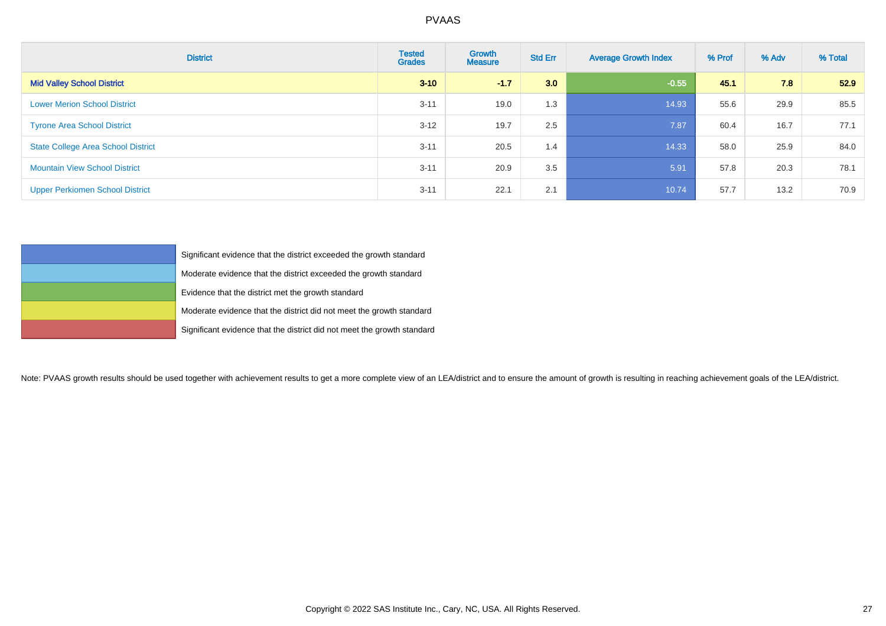# PVAAS

| District | Tested Grades | Growth Measure | Std Err | Average Growth Index | % Prof | % Adv | % Total |
|---|---|---|---|---|---|---|---|
| **Mid Valley School District** | **3-10** | **-1.7** | **3.0** | **-0.55** | **45.1** | **7.8** | **52.9** |
| Lower Merion School District | 3-11 | 19.0 | 1.3 | 14.93 | 55.6 | 29.9 | 85.5 |
| Tyrone Area School District | 3-12 | 19.7 | 2.5 | 7.87 | 60.4 | 16.7 | 77.1 |
| State College Area School District | 3-11 | 20.5 | 1.4 | 14.33 | 58.0 | 25.9 | 84.0 |
| Mountain View School District | 3-11 | 20.9 | 3.5 | 5.91 | 57.8 | 20.3 | 78.1 |
| Upper Perkiomen School District | 3-11 | 22.1 | 2.1 | 10.74 | 57.7 | 13.2 | 70.9 |

- Significant evidence that the district exceeded the growth standard
- Moderate evidence that the district exceeded the growth standard
- Evidence that the district met the growth standard
- Moderate evidence that the district did not meet the growth standard
- Significant evidence that the district did not meet the growth standard

Note: PVAAS growth results should be used together with achievement results to get a more complete view of an LEA/district and to ensure the amount of growth is resulting in reaching achievement goals of the LEA/district.

Copyright © 2022 SAS Institute Inc., Cary, NC, USA. All Rights Reserved.